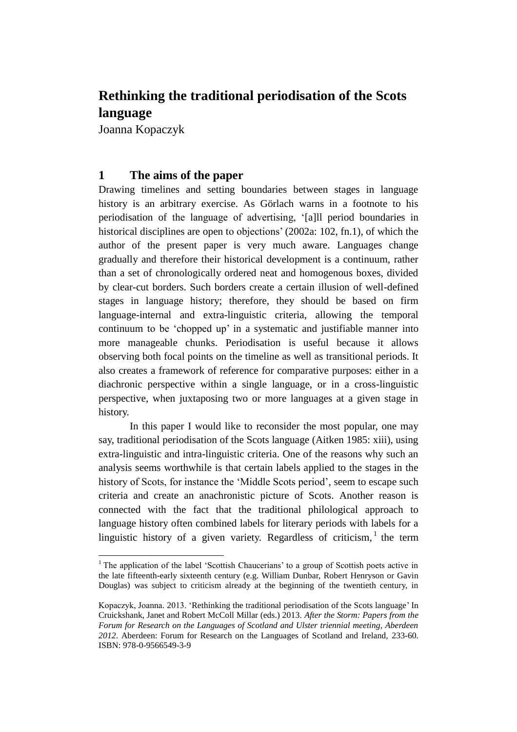# Rethinking the traditional periodisation of the Scots language

Joanna Kopaczyk

## 1 The aims of the paper

Drawing timelines and setting boundaries between stages in language history is an arbitrary exercise. As Görlach warns in a footnote to his periodisation of the language of advertising, '[a]ll period boundaries in historical disciplines are open to objections' (2002a: 102, fn.1), of which the author of the present paper is very much aware. Languages change gradually and therefore their historical development is a continuum, rather than a set of chronologically ordered neat and homogenous boxes, divided by clear-cut borders. Such borders create a certain illusion of well-defined stages in language history; therefore, they should be based on firm language-internal and extra-linguistic criteria, allowing the temporal continuum to be 'chopped up' in a systematic and justifiable manner into more manageable chunks. Periodisation is useful because it allows observing both focal points on the timeline as well as transitional periods. It also creates a framework of reference for comparative purposes: either in a diachronic perspective within a single language, or in a cross-linguistic perspective, when juxtaposing two or more languages at a given stage in history.

In this paper I would like to reconsider the most popular, one may say, traditional periodisation of the Scots language (Aitken 1985: xiii), using extra-linguistic and intra-linguistic criteria. One of the reasons why such an analysis seems worthwhile is that certain labels applied to the stages in the history of Scots, for instance the 'Middle Scots period', seem to escape such criteria and create an anachronistic picture of Scots. Another reason is connected with the fact that the traditional philological approach to language history often combined labels for literary periods with labels for a linguistic history of a given variety. Regardless of criticism,[1] the term

[1] The application of the label 'Scottish Chaucerians' to a group of Scottish poets active in the late fifteenth-early sixteenth century (e.g. William Dunbar, Robert Henryson or Gavin Douglas) was subject to criticism already at the beginning of the twentieth century, in

Kopaczyk, Joanna. 2013. 'Rethinking the traditional periodisation of the Scots language' In Cruickshank, Janet and Robert McColl Millar (eds.) 2013. *After the Storm: Papers from the Forum for Research on the Languages of Scotland and Ulster triennial meeting, Aberdeen 2012*. Aberdeen: Forum for Research on the Languages of Scotland and Ireland, 233-60. ISBN: 978-0-9566549-3-9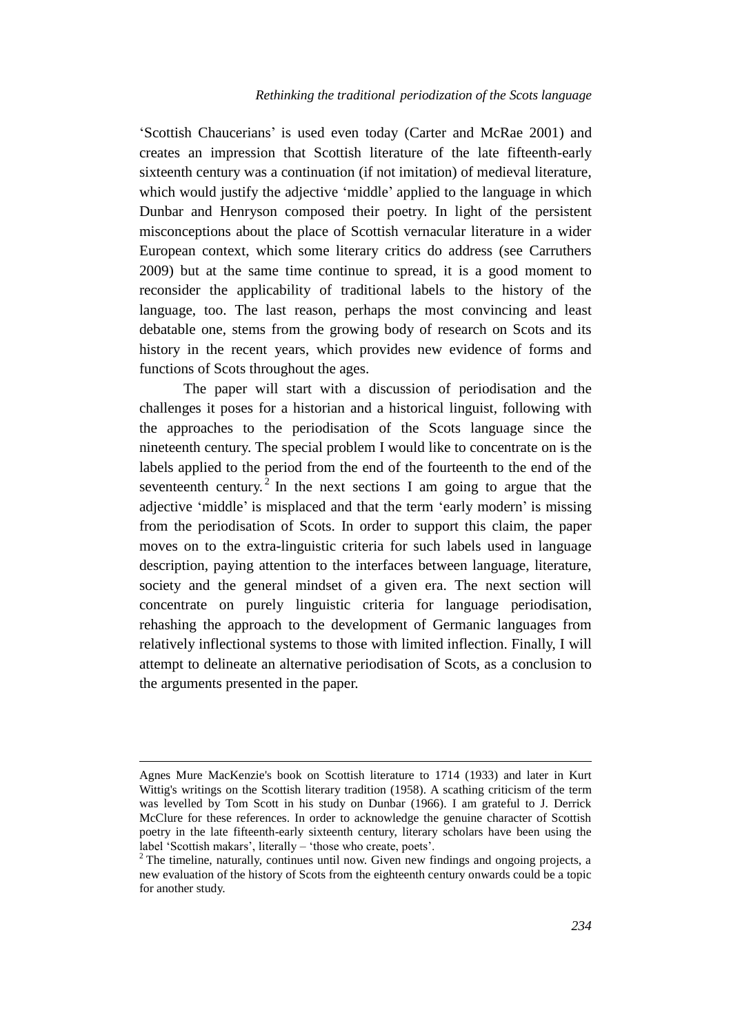'Scottish Chaucerians' is used even today (Carter and McRae 2001) and creates an impression that Scottish literature of the late fifteenth-early sixteenth century was a continuation (if not imitation) of medieval literature, which would justify the adjective 'middle' applied to the language in which Dunbar and Henryson composed their poetry. In light of the persistent misconceptions about the place of Scottish vernacular literature in a wider European context, which some literary critics do address (see Carruthers 2009) but at the same time continue to spread, it is a good moment to reconsider the applicability of traditional labels to the history of the language, too. The last reason, perhaps the most convincing and least debatable one, stems from the growing body of research on Scots and its history in the recent years, which provides new evidence of forms and functions of Scots throughout the ages.

The paper will start with a discussion of periodisation and the challenges it poses for a historian and a historical linguist, following with the approaches to the periodisation of the Scots language since the nineteenth century. The special problem I would like to concentrate on is the labels applied to the period from the end of the fourteenth to the end of the seventeenth century.[2] In the next sections I am going to argue that the adjective 'middle' is misplaced and that the term 'early modern' is missing from the periodisation of Scots. In order to support this claim, the paper moves on to the extra-linguistic criteria for such labels used in language description, paying attention to the interfaces between language, literature, society and the general mindset of a given era. The next section will concentrate on purely linguistic criteria for language periodisation, rehashing the approach to the development of Germanic languages from relatively inflectional systems to those with limited inflection. Finally, I will attempt to delineate an alternative periodisation of Scots, as a conclusion to the arguments presented in the paper.

---

Agnes Mure MacKenzie's book on Scottish literature to 1714 (1933) and later in Kurt Wittig's writings on the Scottish literary tradition (1958). A scathing criticism of the term was levelled by Tom Scott in his study on Dunbar (1966). I am grateful to J. Derrick McClure for these references. In order to acknowledge the genuine character of Scottish poetry in the late fifteenth-early sixteenth century, literary scholars have been using the label 'Scottish makars', literally – 'those who create, poets'.

[2] The timeline, naturally, continues until now. Given new findings and ongoing projects, a new evaluation of the history of Scots from the eighteenth century onwards could be a topic for another study.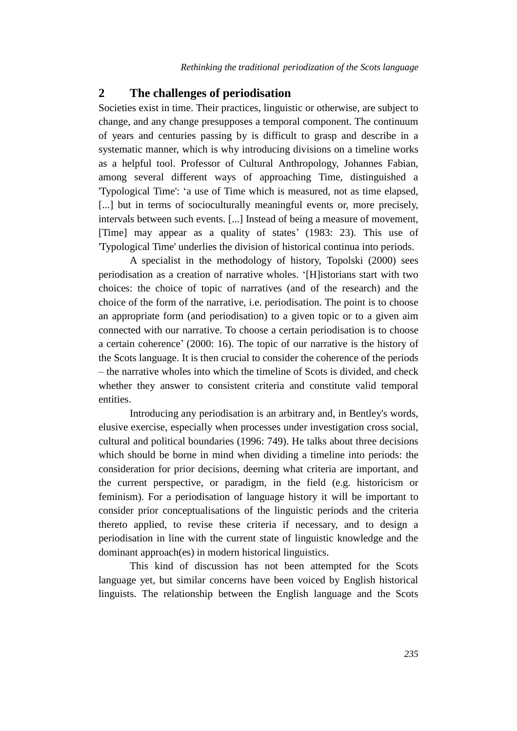## 2 The challenges of periodisation

Societies exist in time. Their practices, linguistic or otherwise, are subject to change, and any change presupposes a temporal component. The continuum of years and centuries passing by is difficult to grasp and describe in a systematic manner, which is why introducing divisions on a timeline works as a helpful tool. Professor of Cultural Anthropology, Johannes Fabian, among several different ways of approaching Time, distinguished a 'Typological Time': 'a use of Time which is measured, not as time elapsed, [...] but in terms of socioculturally meaningful events or, more precisely, intervals between such events. [...] Instead of being a measure of movement, [Time] may appear as a quality of states' (1983: 23). This use of 'Typological Time' underlies the division of historical continua into periods.

A specialist in the methodology of history, Topolski (2000) sees periodisation as a creation of narrative wholes. '[H]istorians start with two choices: the choice of topic of narratives (and of the research) and the choice of the form of the narrative, i.e. periodisation. The point is to choose an appropriate form (and periodisation) to a given topic or to a given aim connected with our narrative. To choose a certain periodisation is to choose a certain coherence' (2000: 16). The topic of our narrative is the history of the Scots language. It is then crucial to consider the coherence of the periods – the narrative wholes into which the timeline of Scots is divided, and check whether they answer to consistent criteria and constitute valid temporal entities.

Introducing any periodisation is an arbitrary and, in Bentley's words, elusive exercise, especially when processes under investigation cross social, cultural and political boundaries (1996: 749). He talks about three decisions which should be borne in mind when dividing a timeline into periods: the consideration for prior decisions, deeming what criteria are important, and the current perspective, or paradigm, in the field (e.g. historicism or feminism). For a periodisation of language history it will be important to consider prior conceptualisations of the linguistic periods and the criteria thereto applied, to revise these criteria if necessary, and to design a periodisation in line with the current state of linguistic knowledge and the dominant approach(es) in modern historical linguistics.

This kind of discussion has not been attempted for the Scots language yet, but similar concerns have been voiced by English historical linguists. The relationship between the English language and the Scots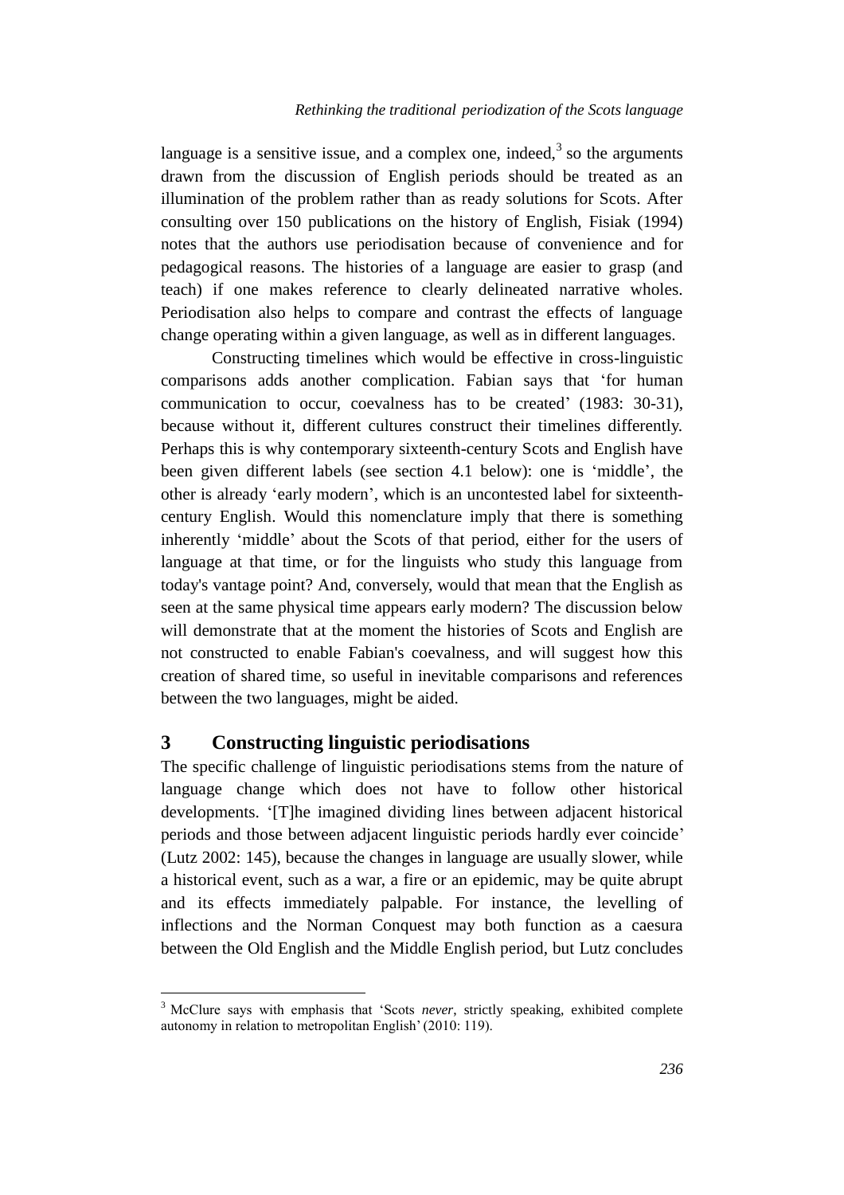language is a sensitive issue, and a complex one, indeed,[3] so the arguments drawn from the discussion of English periods should be treated as an illumination of the problem rather than as ready solutions for Scots. After consulting over 150 publications on the history of English, Fisiak (1994) notes that the authors use periodisation because of convenience and for pedagogical reasons. The histories of a language are easier to grasp (and teach) if one makes reference to clearly delineated narrative wholes. Periodisation also helps to compare and contrast the effects of language change operating within a given language, as well as in different languages.

Constructing timelines which would be effective in cross-linguistic comparisons adds another complication. Fabian says that 'for human communication to occur, coevalness has to be created' (1983: 30-31), because without it, different cultures construct their timelines differently. Perhaps this is why contemporary sixteenth-century Scots and English have been given different labels (see section 4.1 below): one is 'middle', the other is already 'early modern', which is an uncontested label for sixteenth-century English. Would this nomenclature imply that there is something inherently 'middle' about the Scots of that period, either for the users of language at that time, or for the linguists who study this language from today's vantage point? And, conversely, would that mean that the English as seen at the same physical time appears early modern? The discussion below will demonstrate that at the moment the histories of Scots and English are not constructed to enable Fabian's coevalness, and will suggest how this creation of shared time, so useful in inevitable comparisons and references between the two languages, might be aided.

## 3 Constructing linguistic periodisations

The specific challenge of linguistic periodisations stems from the nature of language change which does not have to follow other historical developments. '[T]he imagined dividing lines between adjacent historical periods and those between adjacent linguistic periods hardly ever coincide' (Lutz 2002: 145), because the changes in language are usually slower, while a historical event, such as a war, a fire or an epidemic, may be quite abrupt and its effects immediately palpable. For instance, the levelling of inflections and the Norman Conquest may both function as a caesura between the Old English and the Middle English period, but Lutz concludes

---

[3] McClure says with emphasis that 'Scots *never*, strictly speaking, exhibited complete autonomy in relation to metropolitan English' (2010: 119).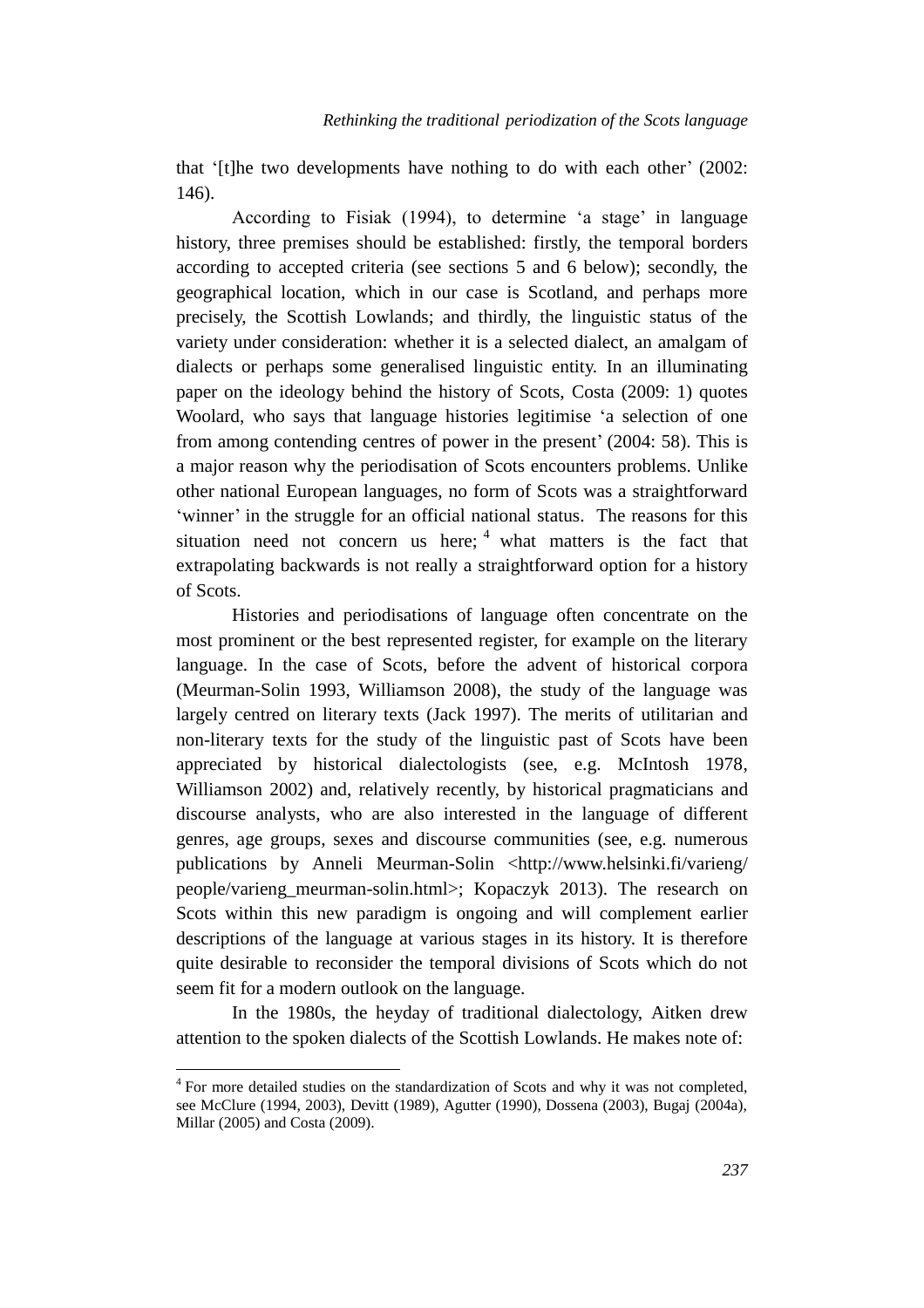that '[t]he two developments have nothing to do with each other' (2002: 146).

According to Fisiak (1994), to determine 'a stage' in language history, three premises should be established: firstly, the temporal borders according to accepted criteria (see sections 5 and 6 below); secondly, the geographical location, which in our case is Scotland, and perhaps more precisely, the Scottish Lowlands; and thirdly, the linguistic status of the variety under consideration: whether it is a selected dialect, an amalgam of dialects or perhaps some generalised linguistic entity. In an illuminating paper on the ideology behind the history of Scots, Costa (2009: 1) quotes Woolard, who says that language histories legitimise 'a selection of one from among contending centres of power in the present' (2004: 58). This is a major reason why the periodisation of Scots encounters problems. Unlike other national European languages, no form of Scots was a straightforward 'winner' in the struggle for an official national status. The reasons for this situation need not concern us here; [4] what matters is the fact that extrapolating backwards is not really a straightforward option for a history of Scots.

Histories and periodisations of language often concentrate on the most prominent or the best represented register, for example on the literary language. In the case of Scots, before the advent of historical corpora (Meurman-Solin 1993, Williamson 2008), the study of the language was largely centred on literary texts (Jack 1997). The merits of utilitarian and non-literary texts for the study of the linguistic past of Scots have been appreciated by historical dialectologists (see, e.g. McIntosh 1978, Williamson 2002) and, relatively recently, by historical pragmaticians and discourse analysts, who are also interested in the language of different genres, age groups, sexes and discourse communities (see, e.g. numerous publications by Anneli Meurman-Solin <http://www.helsinki.fi/varieng/people/varieng_meurman-solin.html>; Kopaczyk 2013). The research on Scots within this new paradigm is ongoing and will complement earlier descriptions of the language at various stages in its history. It is therefore quite desirable to reconsider the temporal divisions of Scots which do not seem fit for a modern outlook on the language.

In the 1980s, the heyday of traditional dialectology, Aitken drew attention to the spoken dialects of the Scottish Lowlands. He makes note of:

---

[4] For more detailed studies on the standardization of Scots and why it was not completed, see McClure (1994, 2003), Devitt (1989), Agutter (1990), Dossena (2003), Bugaj (2004a), Millar (2005) and Costa (2009).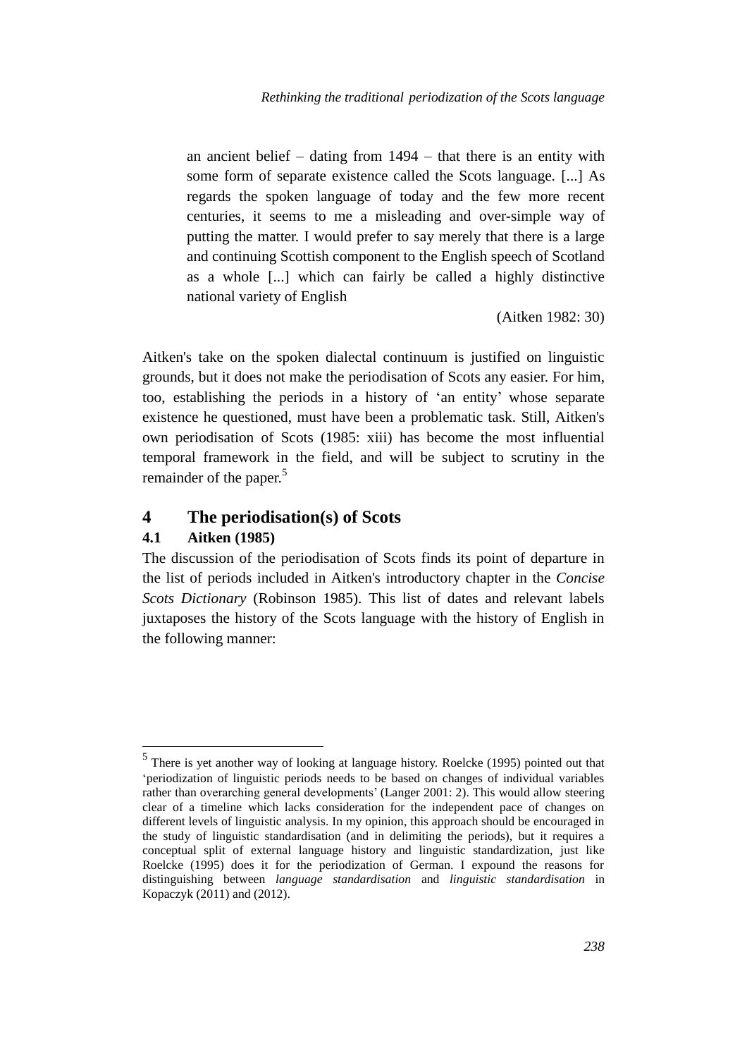> an ancient belief – dating from 1494 – that there is an entity with some form of separate existence called the Scots language. [...] As regards the spoken language of today and the few more recent centuries, it seems to me a misleading and over-simple way of putting the matter. I would prefer to say merely that there is a large and continuing Scottish component to the English speech of Scotland as a whole [...] which can fairly be called a highly distinctive national variety of English
>
> (Aitken 1982: 30)

Aitken's take on the spoken dialectal continuum is justified on linguistic grounds, but it does not make the periodisation of Scots any easier. For him, too, establishing the periods in a history of 'an entity' whose separate existence he questioned, must have been a problematic task. Still, Aitken's own periodisation of Scots (1985: xiii) has become the most influential temporal framework in the field, and will be subject to scrutiny in the remainder of the paper.[5]

# 4 The periodisation(s) of Scots

## 4.1 Aitken (1985)

The discussion of the periodisation of Scots finds its point of departure in the list of periods included in Aitken's introductory chapter in the *Concise Scots Dictionary* (Robinson 1985). This list of dates and relevant labels juxtaposes the history of the Scots language with the history of English in the following manner:

---

[5] There is yet another way of looking at language history. Roelcke (1995) pointed out that 'periodization of linguistic periods needs to be based on changes of individual variables rather than overarching general developments' (Langer 2001: 2). This would allow steering clear of a timeline which lacks consideration for the independent pace of changes on different levels of linguistic analysis. In my opinion, this approach should be encouraged in the study of linguistic standardisation (and in delimiting the periods), but it requires a conceptual split of external language history and linguistic standardization, just like Roelcke (1995) does it for the periodization of German. I expound the reasons for distinguishing between *language standardisation* and *linguistic standardisation* in Kopaczyk (2011) and (2012).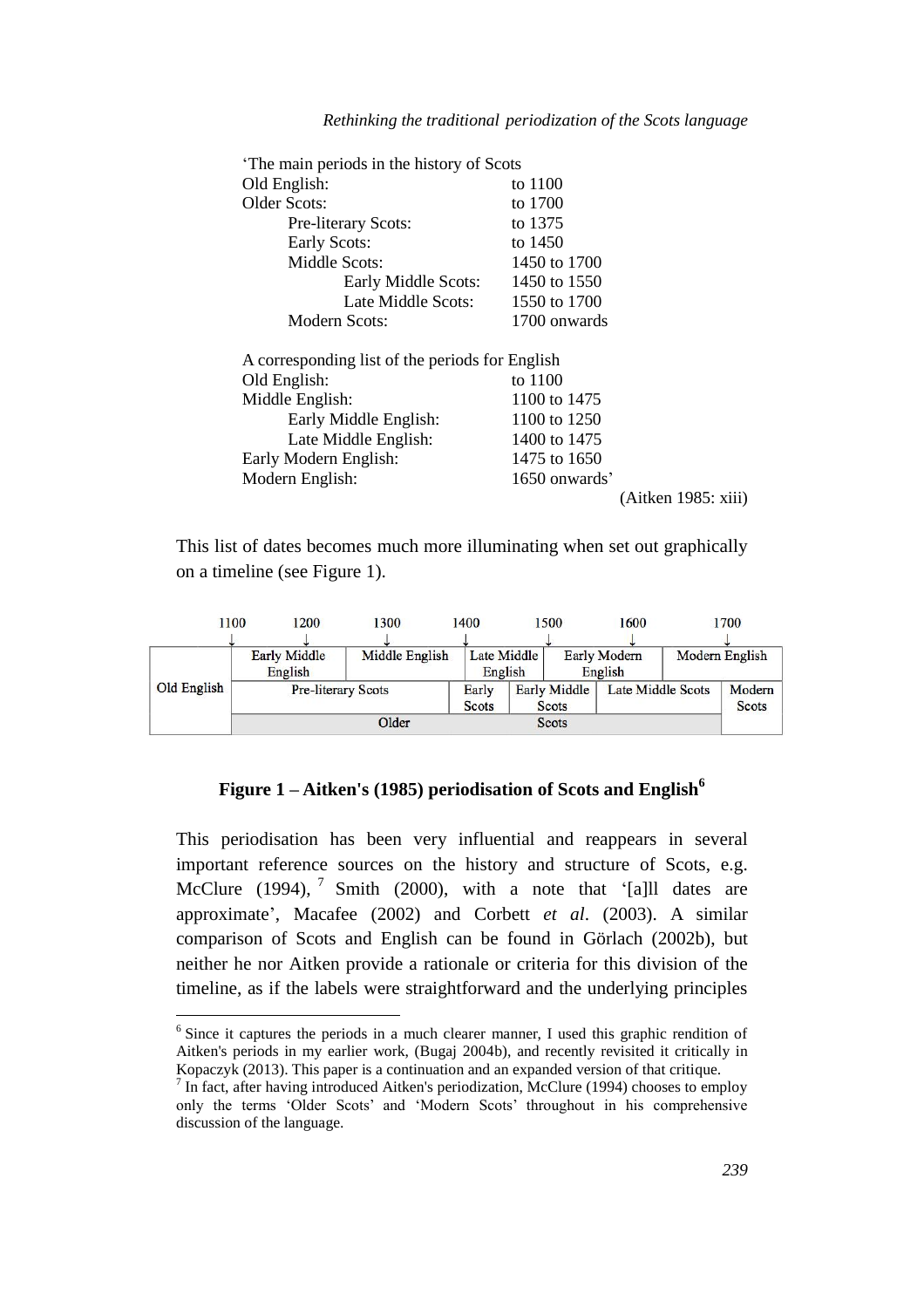'The main periods in the history of Scots

| Period | Dates |
|---|---|
| Old English: | to 1100 |
| Older Scots: | to 1700 |
|     Pre-literary Scots: | to 1375 |
|     Early Scots: | to 1450 |
|     Middle Scots: | 1450 to 1700 |
|         Early Middle Scots: | 1450 to 1550 |
|         Late Middle Scots: | 1550 to 1700 |
|     Modern Scots: | 1700 onwards |

A corresponding list of the periods for English

| Period | Dates |
|---|---|
| Old English: | to 1100 |
| Middle English: | 1100 to 1475 |
|     Early Middle English: | 1100 to 1250 |
|     Late Middle English: | 1400 to 1475 |
| Early Modern English: | 1475 to 1650 |
| Modern English: | 1650 onwards' |

(Aitken 1985: xiii)

This list of dates becomes much more illuminating when set out graphically on a timeline (see Figure 1).

| | 1100–1200 | 1300 | 1400 | 1500 | 1600 | 1700 |
|---|---|---|---|---|---|---|
| Old English | Early Middle English | Middle English | Late Middle English | Early Modern English | | Modern English |
| | Pre-literary Scots | | Early Scots | Early Middle Scots | Late Middle Scots | Modern Scots |
| | Older Scots | | | | | |

**Figure 1 – Aitken's (1985) periodisation of Scots and English**[6]

This periodisation has been very influential and reappears in several important reference sources on the history and structure of Scots, e.g. McClure (1994), [7] Smith (2000), with a note that '[a]ll dates are approximate', Macafee (2002) and Corbett *et al*. (2003). A similar comparison of Scots and English can be found in Görlach (2002b), but neither he nor Aitken provide a rationale or criteria for this division of the timeline, as if the labels were straightforward and the underlying principles

---

[6] Since it captures the periods in a much clearer manner, I used this graphic rendition of Aitken's periods in my earlier work, (Bugaj 2004b), and recently revisited it critically in Kopaczyk (2013). This paper is a continuation and an expanded version of that critique.

[7] In fact, after having introduced Aitken's periodization, McClure (1994) chooses to employ only the terms 'Older Scots' and 'Modern Scots' throughout in his comprehensive discussion of the language.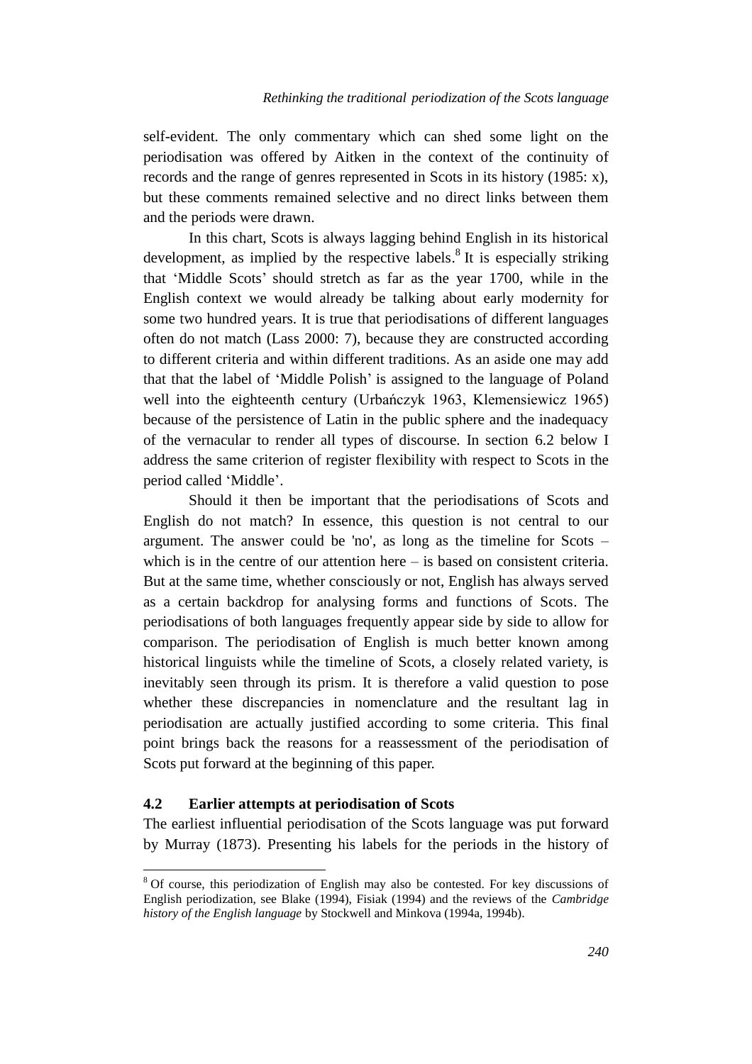self-evident. The only commentary which can shed some light on the periodisation was offered by Aitken in the context of the continuity of records and the range of genres represented in Scots in its history (1985: x), but these comments remained selective and no direct links between them and the periods were drawn.

In this chart, Scots is always lagging behind English in its historical development, as implied by the respective labels.[8] It is especially striking that 'Middle Scots' should stretch as far as the year 1700, while in the English context we would already be talking about early modernity for some two hundred years. It is true that periodisations of different languages often do not match (Lass 2000: 7), because they are constructed according to different criteria and within different traditions. As an aside one may add that that the label of 'Middle Polish' is assigned to the language of Poland well into the eighteenth century (Urbańczyk 1963, Klemensiewicz 1965) because of the persistence of Latin in the public sphere and the inadequacy of the vernacular to render all types of discourse. In section 6.2 below I address the same criterion of register flexibility with respect to Scots in the period called 'Middle'.

Should it then be important that the periodisations of Scots and English do not match? In essence, this question is not central to our argument. The answer could be 'no', as long as the timeline for Scots – which is in the centre of our attention here – is based on consistent criteria. But at the same time, whether consciously or not, English has always served as a certain backdrop for analysing forms and functions of Scots. The periodisations of both languages frequently appear side by side to allow for comparison. The periodisation of English is much better known among historical linguists while the timeline of Scots, a closely related variety, is inevitably seen through its prism. It is therefore a valid question to pose whether these discrepancies in nomenclature and the resultant lag in periodisation are actually justified according to some criteria. This final point brings back the reasons for a reassessment of the periodisation of Scots put forward at the beginning of this paper.

### 4.2 Earlier attempts at periodisation of Scots

The earliest influential periodisation of the Scots language was put forward by Murray (1873). Presenting his labels for the periods in the history of

---

[8] Of course, this periodization of English may also be contested. For key discussions of English periodization, see Blake (1994), Fisiak (1994) and the reviews of the *Cambridge history of the English language* by Stockwell and Minkova (1994a, 1994b).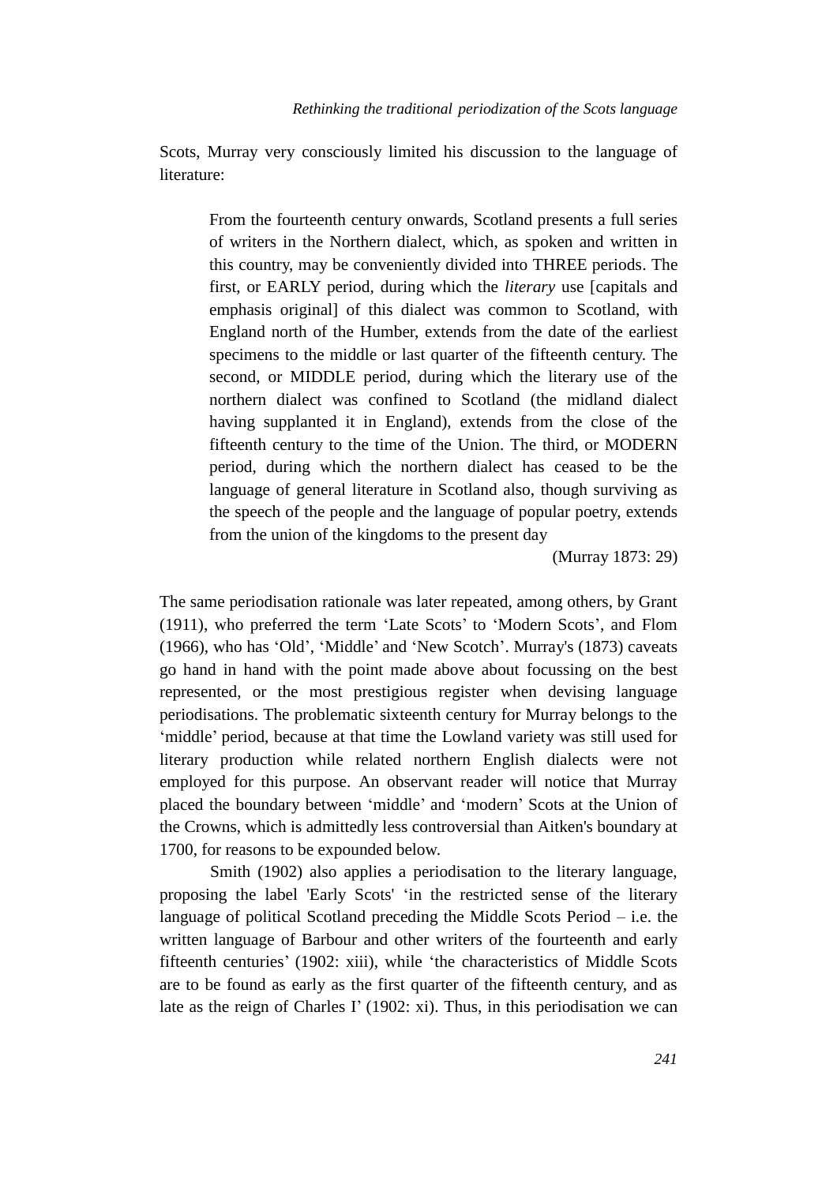Scots, Murray very consciously limited his discussion to the language of literature:

> From the fourteenth century onwards, Scotland presents a full series of writers in the Northern dialect, which, as spoken and written in this country, may be conveniently divided into THREE periods. The first, or EARLY period, during which the *literary* use [capitals and emphasis original] of this dialect was common to Scotland, with England north of the Humber, extends from the date of the earliest specimens to the middle or last quarter of the fifteenth century. The second, or MIDDLE period, during which the literary use of the northern dialect was confined to Scotland (the midland dialect having supplanted it in England), extends from the close of the fifteenth century to the time of the Union. The third, or MODERN period, during which the northern dialect has ceased to be the language of general literature in Scotland also, though surviving as the speech of the people and the language of popular poetry, extends from the union of the kingdoms to the present day
>
> (Murray 1873: 29)

The same periodisation rationale was later repeated, among others, by Grant (1911), who preferred the term 'Late Scots' to 'Modern Scots', and Flom (1966), who has 'Old', 'Middle' and 'New Scotch'. Murray's (1873) caveats go hand in hand with the point made above about focussing on the best represented, or the most prestigious register when devising language periodisations. The problematic sixteenth century for Murray belongs to the 'middle' period, because at that time the Lowland variety was still used for literary production while related northern English dialects were not employed for this purpose. An observant reader will notice that Murray placed the boundary between 'middle' and 'modern' Scots at the Union of the Crowns, which is admittedly less controversial than Aitken's boundary at 1700, for reasons to be expounded below.

Smith (1902) also applies a periodisation to the literary language, proposing the label 'Early Scots' 'in the restricted sense of the literary language of political Scotland preceding the Middle Scots Period – i.e. the written language of Barbour and other writers of the fourteenth and early fifteenth centuries' (1902: xiii), while 'the characteristics of Middle Scots are to be found as early as the first quarter of the fifteenth century, and as late as the reign of Charles I' (1902: xi). Thus, in this periodisation we can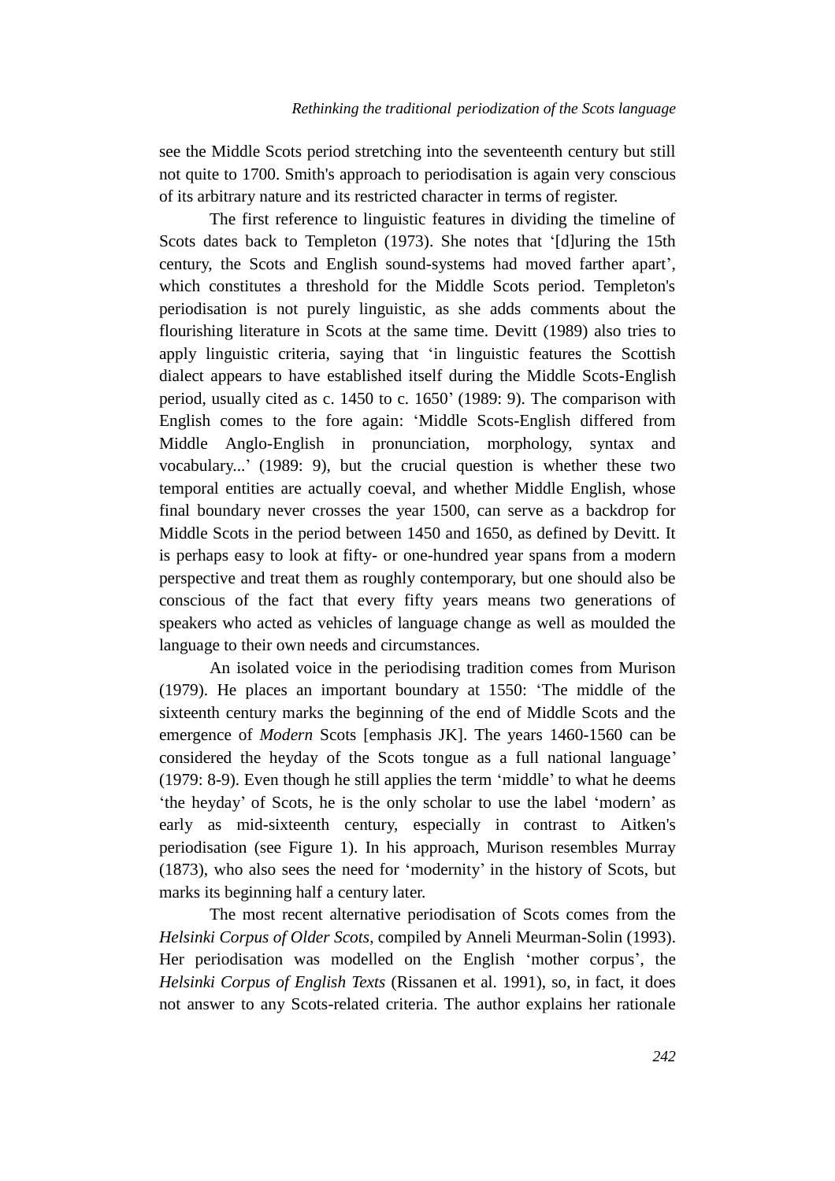see the Middle Scots period stretching into the seventeenth century but still not quite to 1700. Smith's approach to periodisation is again very conscious of its arbitrary nature and its restricted character in terms of register.

The first reference to linguistic features in dividing the timeline of Scots dates back to Templeton (1973). She notes that '[d]uring the 15th century, the Scots and English sound-systems had moved farther apart', which constitutes a threshold for the Middle Scots period. Templeton's periodisation is not purely linguistic, as she adds comments about the flourishing literature in Scots at the same time. Devitt (1989) also tries to apply linguistic criteria, saying that 'in linguistic features the Scottish dialect appears to have established itself during the Middle Scots-English period, usually cited as c. 1450 to c. 1650' (1989: 9). The comparison with English comes to the fore again: 'Middle Scots-English differed from Middle Anglo-English in pronunciation, morphology, syntax and vocabulary...' (1989: 9), but the crucial question is whether these two temporal entities are actually coeval, and whether Middle English, whose final boundary never crosses the year 1500, can serve as a backdrop for Middle Scots in the period between 1450 and 1650, as defined by Devitt. It is perhaps easy to look at fifty- or one-hundred year spans from a modern perspective and treat them as roughly contemporary, but one should also be conscious of the fact that every fifty years means two generations of speakers who acted as vehicles of language change as well as moulded the language to their own needs and circumstances.

An isolated voice in the periodising tradition comes from Murison (1979). He places an important boundary at 1550: 'The middle of the sixteenth century marks the beginning of the end of Middle Scots and the emergence of *Modern* Scots [emphasis JK]. The years 1460-1560 can be considered the heyday of the Scots tongue as a full national language' (1979: 8-9). Even though he still applies the term 'middle' to what he deems 'the heyday' of Scots, he is the only scholar to use the label 'modern' as early as mid-sixteenth century, especially in contrast to Aitken's periodisation (see Figure 1). In his approach, Murison resembles Murray (1873), who also sees the need for 'modernity' in the history of Scots, but marks its beginning half a century later.

The most recent alternative periodisation of Scots comes from the *Helsinki Corpus of Older Scots*, compiled by Anneli Meurman-Solin (1993). Her periodisation was modelled on the English 'mother corpus', the *Helsinki Corpus of English Texts* (Rissanen et al. 1991), so, in fact, it does not answer to any Scots-related criteria. The author explains her rationale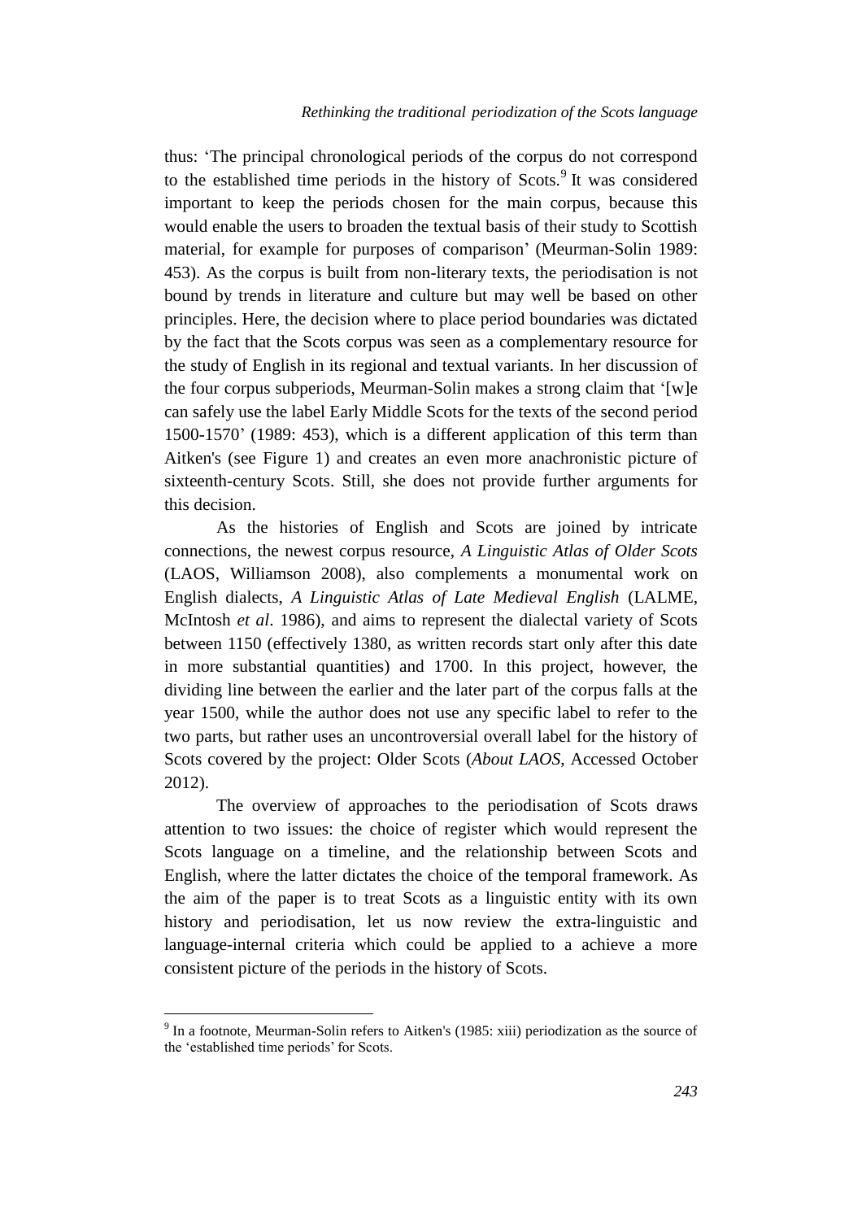thus: 'The principal chronological periods of the corpus do not correspond to the established time periods in the history of Scots.[9] It was considered important to keep the periods chosen for the main corpus, because this would enable the users to broaden the textual basis of their study to Scottish material, for example for purposes of comparison' (Meurman-Solin 1989: 453). As the corpus is built from non-literary texts, the periodisation is not bound by trends in literature and culture but may well be based on other principles. Here, the decision where to place period boundaries was dictated by the fact that the Scots corpus was seen as a complementary resource for the study of English in its regional and textual variants. In her discussion of the four corpus subperiods, Meurman-Solin makes a strong claim that '[w]e can safely use the label Early Middle Scots for the texts of the second period 1500-1570' (1989: 453), which is a different application of this term than Aitken's (see Figure 1) and creates an even more anachronistic picture of sixteenth-century Scots. Still, she does not provide further arguments for this decision.

As the histories of English and Scots are joined by intricate connections, the newest corpus resource, *A Linguistic Atlas of Older Scots* (LAOS, Williamson 2008), also complements a monumental work on English dialects, *A Linguistic Atlas of Late Medieval English* (LALME, McIntosh *et al*. 1986), and aims to represent the dialectal variety of Scots between 1150 (effectively 1380, as written records start only after this date in more substantial quantities) and 1700. In this project, however, the dividing line between the earlier and the later part of the corpus falls at the year 1500, while the author does not use any specific label to refer to the two parts, but rather uses an uncontroversial overall label for the history of Scots covered by the project: Older Scots (*About LAOS*, Accessed October 2012).

The overview of approaches to the periodisation of Scots draws attention to two issues: the choice of register which would represent the Scots language on a timeline, and the relationship between Scots and English, where the latter dictates the choice of the temporal framework. As the aim of the paper is to treat Scots as a linguistic entity with its own history and periodisation, let us now review the extra-linguistic and language-internal criteria which could be applied to a achieve a more consistent picture of the periods in the history of Scots.

---

[9] In a footnote, Meurman-Solin refers to Aitken's (1985: xiii) periodization as the source of the 'established time periods' for Scots.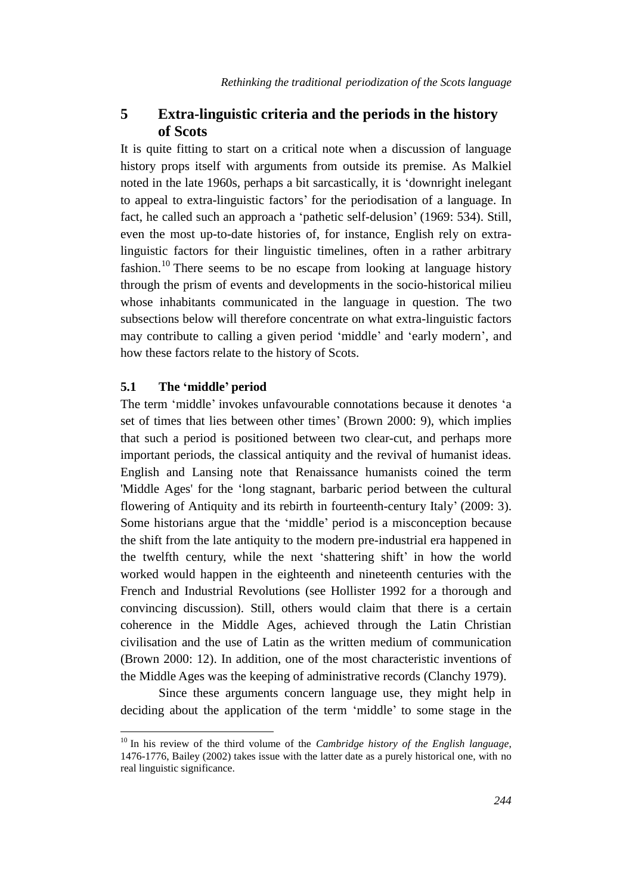## 5 Extra-linguistic criteria and the periods in the history of Scots

It is quite fitting to start on a critical note when a discussion of language history props itself with arguments from outside its premise. As Malkiel noted in the late 1960s, perhaps a bit sarcastically, it is 'downright inelegant to appeal to extra-linguistic factors' for the periodisation of a language. In fact, he called such an approach a 'pathetic self-delusion' (1969: 534). Still, even the most up-to-date histories of, for instance, English rely on extra-linguistic factors for their linguistic timelines, often in a rather arbitrary fashion.[10] There seems to be no escape from looking at language history through the prism of events and developments in the socio-historical milieu whose inhabitants communicated in the language in question. The two subsections below will therefore concentrate on what extra-linguistic factors may contribute to calling a given period 'middle' and 'early modern', and how these factors relate to the history of Scots.

### 5.1 The 'middle' period

The term 'middle' invokes unfavourable connotations because it denotes 'a set of times that lies between other times' (Brown 2000: 9), which implies that such a period is positioned between two clear-cut, and perhaps more important periods, the classical antiquity and the revival of humanist ideas. English and Lansing note that Renaissance humanists coined the term 'Middle Ages' for the 'long stagnant, barbaric period between the cultural flowering of Antiquity and its rebirth in fourteenth-century Italy' (2009: 3). Some historians argue that the 'middle' period is a misconception because the shift from the late antiquity to the modern pre-industrial era happened in the twelfth century, while the next 'shattering shift' in how the world worked would happen in the eighteenth and nineteenth centuries with the French and Industrial Revolutions (see Hollister 1992 for a thorough and convincing discussion). Still, others would claim that there is a certain coherence in the Middle Ages, achieved through the Latin Christian civilisation and the use of Latin as the written medium of communication (Brown 2000: 12). In addition, one of the most characteristic inventions of the Middle Ages was the keeping of administrative records (Clanchy 1979).

Since these arguments concern language use, they might help in deciding about the application of the term 'middle' to some stage in the

---

[10] In his review of the third volume of the *Cambridge history of the English language*, 1476-1776, Bailey (2002) takes issue with the latter date as a purely historical one, with no real linguistic significance.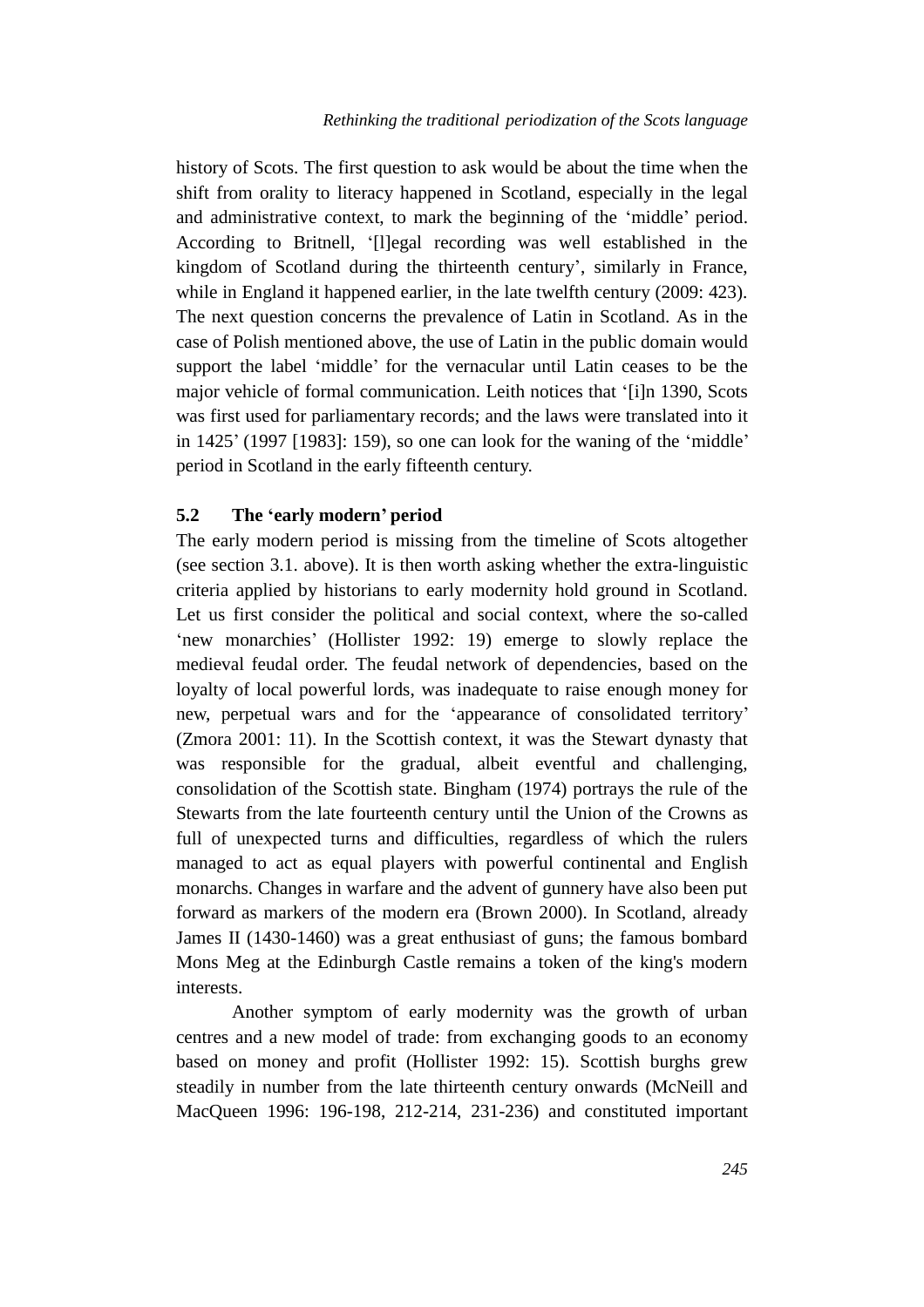history of Scots. The first question to ask would be about the time when the shift from orality to literacy happened in Scotland, especially in the legal and administrative context, to mark the beginning of the 'middle' period. According to Britnell, '[l]egal recording was well established in the kingdom of Scotland during the thirteenth century', similarly in France, while in England it happened earlier, in the late twelfth century (2009: 423). The next question concerns the prevalence of Latin in Scotland. As in the case of Polish mentioned above, the use of Latin in the public domain would support the label 'middle' for the vernacular until Latin ceases to be the major vehicle of formal communication. Leith notices that '[i]n 1390, Scots was first used for parliamentary records; and the laws were translated into it in 1425' (1997 [1983]: 159), so one can look for the waning of the 'middle' period in Scotland in the early fifteenth century.

### 5.2 The 'early modern' period

The early modern period is missing from the timeline of Scots altogether (see section 3.1. above). It is then worth asking whether the extra-linguistic criteria applied by historians to early modernity hold ground in Scotland. Let us first consider the political and social context, where the so-called 'new monarchies' (Hollister 1992: 19) emerge to slowly replace the medieval feudal order. The feudal network of dependencies, based on the loyalty of local powerful lords, was inadequate to raise enough money for new, perpetual wars and for the 'appearance of consolidated territory' (Zmora 2001: 11). In the Scottish context, it was the Stewart dynasty that was responsible for the gradual, albeit eventful and challenging, consolidation of the Scottish state. Bingham (1974) portrays the rule of the Stewarts from the late fourteenth century until the Union of the Crowns as full of unexpected turns and difficulties, regardless of which the rulers managed to act as equal players with powerful continental and English monarchs. Changes in warfare and the advent of gunnery have also been put forward as markers of the modern era (Brown 2000). In Scotland, already James II (1430-1460) was a great enthusiast of guns; the famous bombard Mons Meg at the Edinburgh Castle remains a token of the king's modern interests.

Another symptom of early modernity was the growth of urban centres and a new model of trade: from exchanging goods to an economy based on money and profit (Hollister 1992: 15). Scottish burghs grew steadily in number from the late thirteenth century onwards (McNeill and MacQueen 1996: 196-198, 212-214, 231-236) and constituted important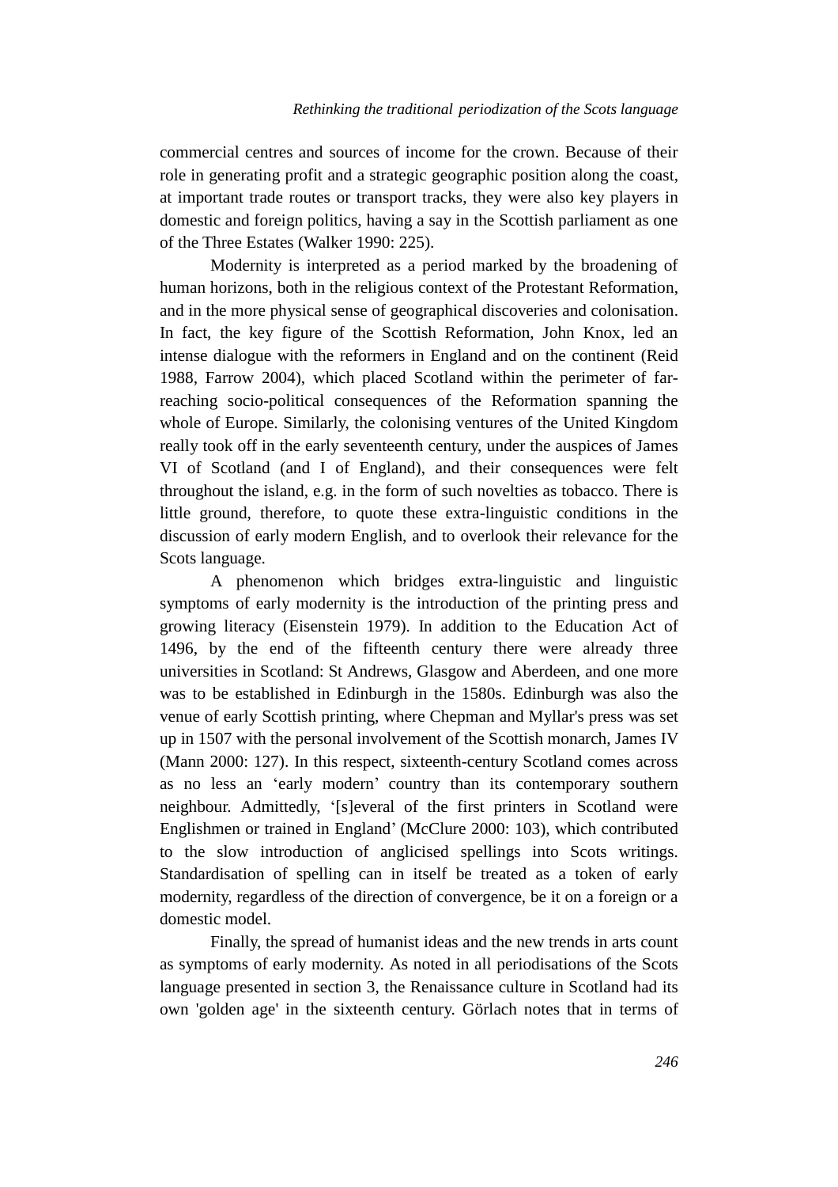commercial centres and sources of income for the crown. Because of their role in generating profit and a strategic geographic position along the coast, at important trade routes or transport tracks, they were also key players in domestic and foreign politics, having a say in the Scottish parliament as one of the Three Estates (Walker 1990: 225).

Modernity is interpreted as a period marked by the broadening of human horizons, both in the religious context of the Protestant Reformation, and in the more physical sense of geographical discoveries and colonisation. In fact, the key figure of the Scottish Reformation, John Knox, led an intense dialogue with the reformers in England and on the continent (Reid 1988, Farrow 2004), which placed Scotland within the perimeter of far-reaching socio-political consequences of the Reformation spanning the whole of Europe. Similarly, the colonising ventures of the United Kingdom really took off in the early seventeenth century, under the auspices of James VI of Scotland (and I of England), and their consequences were felt throughout the island, e.g. in the form of such novelties as tobacco. There is little ground, therefore, to quote these extra-linguistic conditions in the discussion of early modern English, and to overlook their relevance for the Scots language.

A phenomenon which bridges extra-linguistic and linguistic symptoms of early modernity is the introduction of the printing press and growing literacy (Eisenstein 1979). In addition to the Education Act of 1496, by the end of the fifteenth century there were already three universities in Scotland: St Andrews, Glasgow and Aberdeen, and one more was to be established in Edinburgh in the 1580s. Edinburgh was also the venue of early Scottish printing, where Chepman and Myllar's press was set up in 1507 with the personal involvement of the Scottish monarch, James IV (Mann 2000: 127). In this respect, sixteenth-century Scotland comes across as no less an 'early modern' country than its contemporary southern neighbour. Admittedly, '[s]everal of the first printers in Scotland were Englishmen or trained in England' (McClure 2000: 103), which contributed to the slow introduction of anglicised spellings into Scots writings. Standardisation of spelling can in itself be treated as a token of early modernity, regardless of the direction of convergence, be it on a foreign or a domestic model.

Finally, the spread of humanist ideas and the new trends in arts count as symptoms of early modernity. As noted in all periodisations of the Scots language presented in section 3, the Renaissance culture in Scotland had its own 'golden age' in the sixteenth century. Görlach notes that in terms of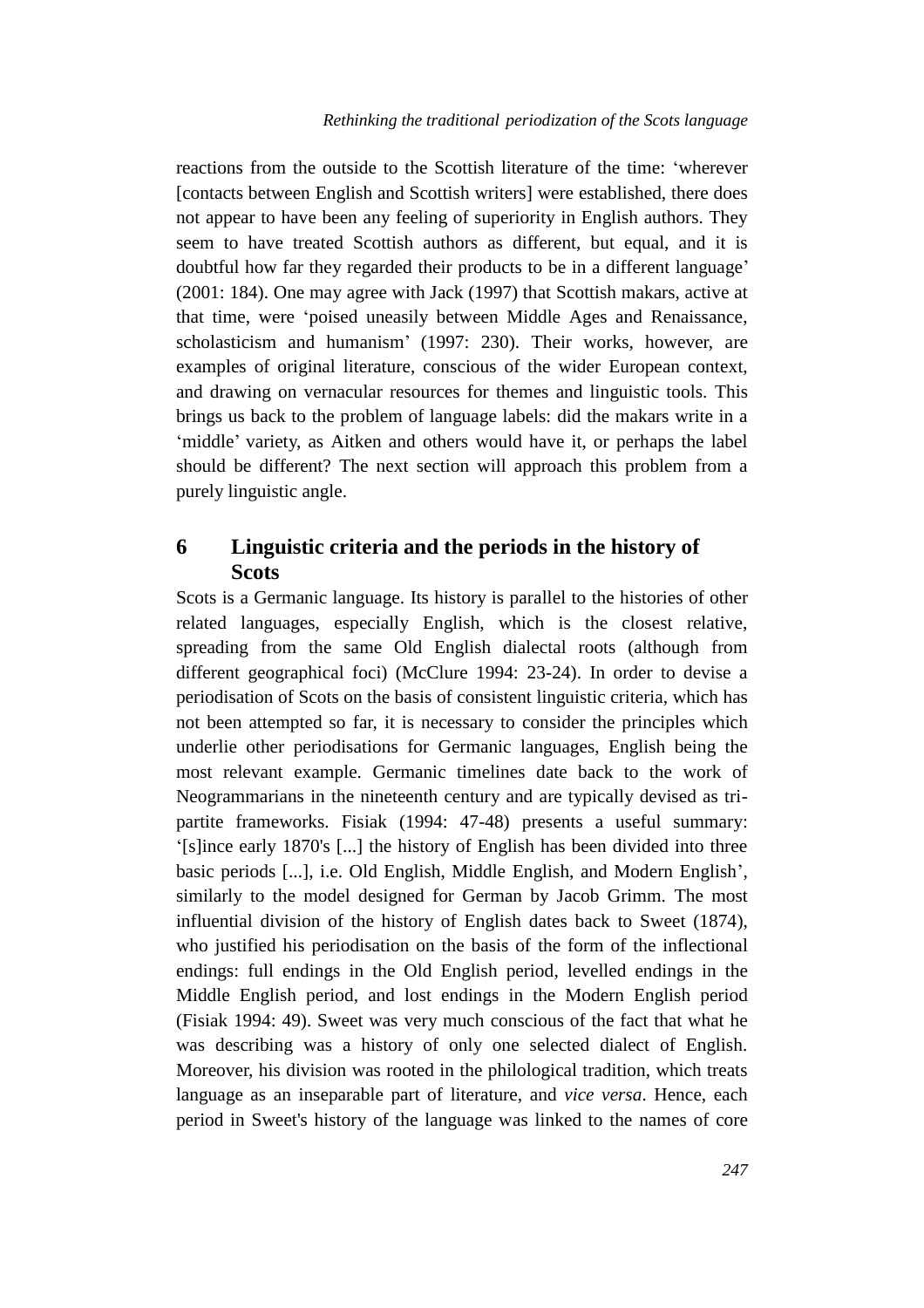reactions from the outside to the Scottish literature of the time: ‘wherever [contacts between English and Scottish writers] were established, there does not appear to have been any feeling of superiority in English authors. They seem to have treated Scottish authors as different, but equal, and it is doubtful how far they regarded their products to be in a different language’ (2001: 184). One may agree with Jack (1997) that Scottish makars, active at that time, were ‘poised uneasily between Middle Ages and Renaissance, scholasticism and humanism’ (1997: 230). Their works, however, are examples of original literature, conscious of the wider European context, and drawing on vernacular resources for themes and linguistic tools. This brings us back to the problem of language labels: did the makars write in a ‘middle’ variety, as Aitken and others would have it, or perhaps the label should be different? The next section will approach this problem from a purely linguistic angle.

## 6 Linguistic criteria and the periods in the history of Scots

Scots is a Germanic language. Its history is parallel to the histories of other related languages, especially English, which is the closest relative, spreading from the same Old English dialectal roots (although from different geographical foci) (McClure 1994: 23-24). In order to devise a periodisation of Scots on the basis of consistent linguistic criteria, which has not been attempted so far, it is necessary to consider the principles which underlie other periodisations for Germanic languages, English being the most relevant example. Germanic timelines date back to the work of Neogrammarians in the nineteenth century and are typically devised as tri-partite frameworks. Fisiak (1994: 47-48) presents a useful summary: ‘[s]ince early 1870's [...] the history of English has been divided into three basic periods [...], i.e. Old English, Middle English, and Modern English’, similarly to the model designed for German by Jacob Grimm. The most influential division of the history of English dates back to Sweet (1874), who justified his periodisation on the basis of the form of the inflectional endings: full endings in the Old English period, levelled endings in the Middle English period, and lost endings in the Modern English period (Fisiak 1994: 49). Sweet was very much conscious of the fact that what he was describing was a history of only one selected dialect of English. Moreover, his division was rooted in the philological tradition, which treats language as an inseparable part of literature, and *vice versa*. Hence, each period in Sweet's history of the language was linked to the names of core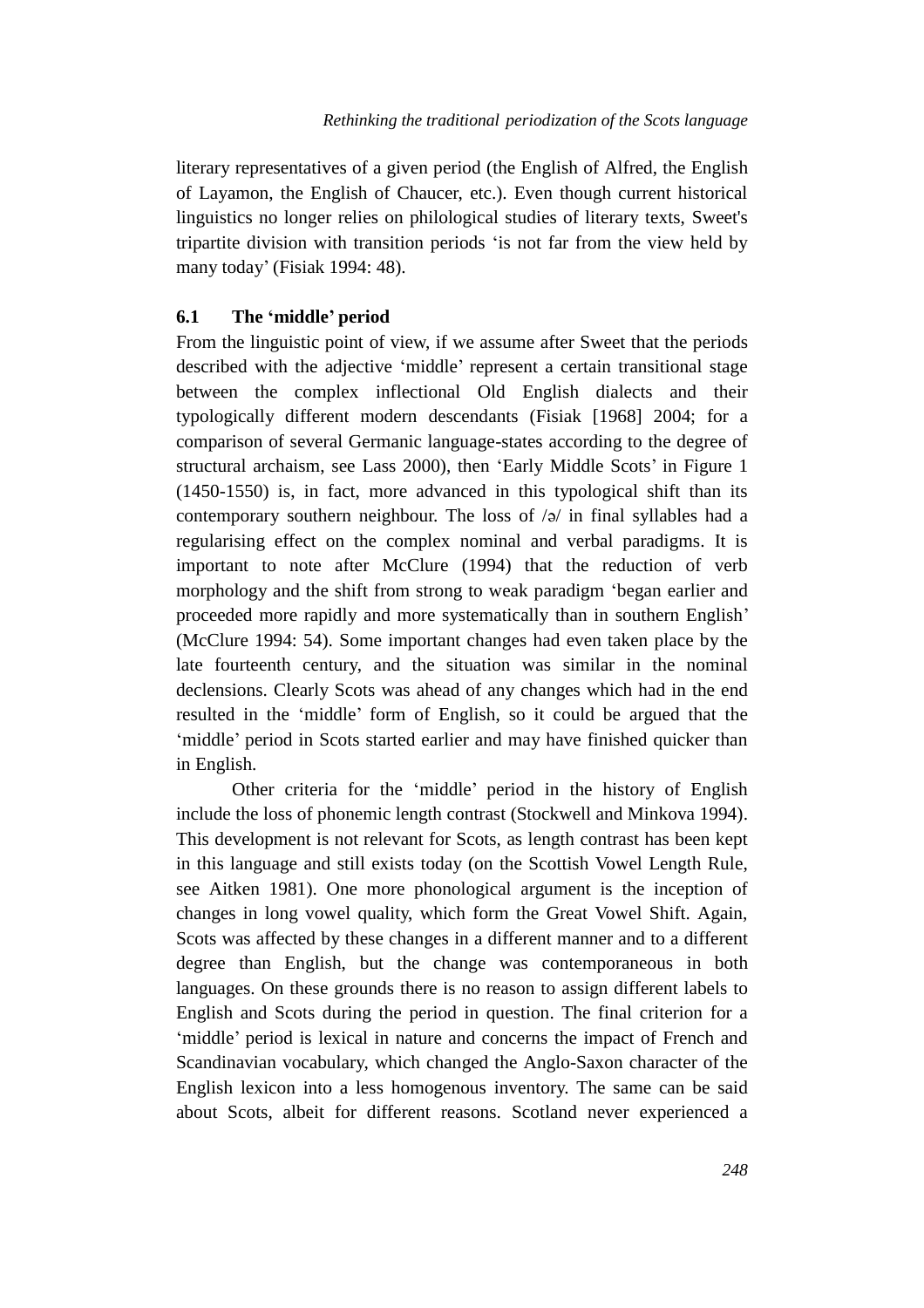literary representatives of a given period (the English of Alfred, the English of Layamon, the English of Chaucer, etc.). Even though current historical linguistics no longer relies on philological studies of literary texts, Sweet's tripartite division with transition periods 'is not far from the view held by many today' (Fisiak 1994: 48).

### 6.1 The 'middle' period

From the linguistic point of view, if we assume after Sweet that the periods described with the adjective 'middle' represent a certain transitional stage between the complex inflectional Old English dialects and their typologically different modern descendants (Fisiak [1968] 2004; for a comparison of several Germanic language-states according to the degree of structural archaism, see Lass 2000), then 'Early Middle Scots' in Figure 1 (1450-1550) is, in fact, more advanced in this typological shift than its contemporary southern neighbour. The loss of /ə/ in final syllables had a regularising effect on the complex nominal and verbal paradigms. It is important to note after McClure (1994) that the reduction of verb morphology and the shift from strong to weak paradigm 'began earlier and proceeded more rapidly and more systematically than in southern English' (McClure 1994: 54). Some important changes had even taken place by the late fourteenth century, and the situation was similar in the nominal declensions. Clearly Scots was ahead of any changes which had in the end resulted in the 'middle' form of English, so it could be argued that the 'middle' period in Scots started earlier and may have finished quicker than in English.

Other criteria for the 'middle' period in the history of English include the loss of phonemic length contrast (Stockwell and Minkova 1994). This development is not relevant for Scots, as length contrast has been kept in this language and still exists today (on the Scottish Vowel Length Rule, see Aitken 1981). One more phonological argument is the inception of changes in long vowel quality, which form the Great Vowel Shift. Again, Scots was affected by these changes in a different manner and to a different degree than English, but the change was contemporaneous in both languages. On these grounds there is no reason to assign different labels to English and Scots during the period in question. The final criterion for a 'middle' period is lexical in nature and concerns the impact of French and Scandinavian vocabulary, which changed the Anglo-Saxon character of the English lexicon into a less homogenous inventory. The same can be said about Scots, albeit for different reasons. Scotland never experienced a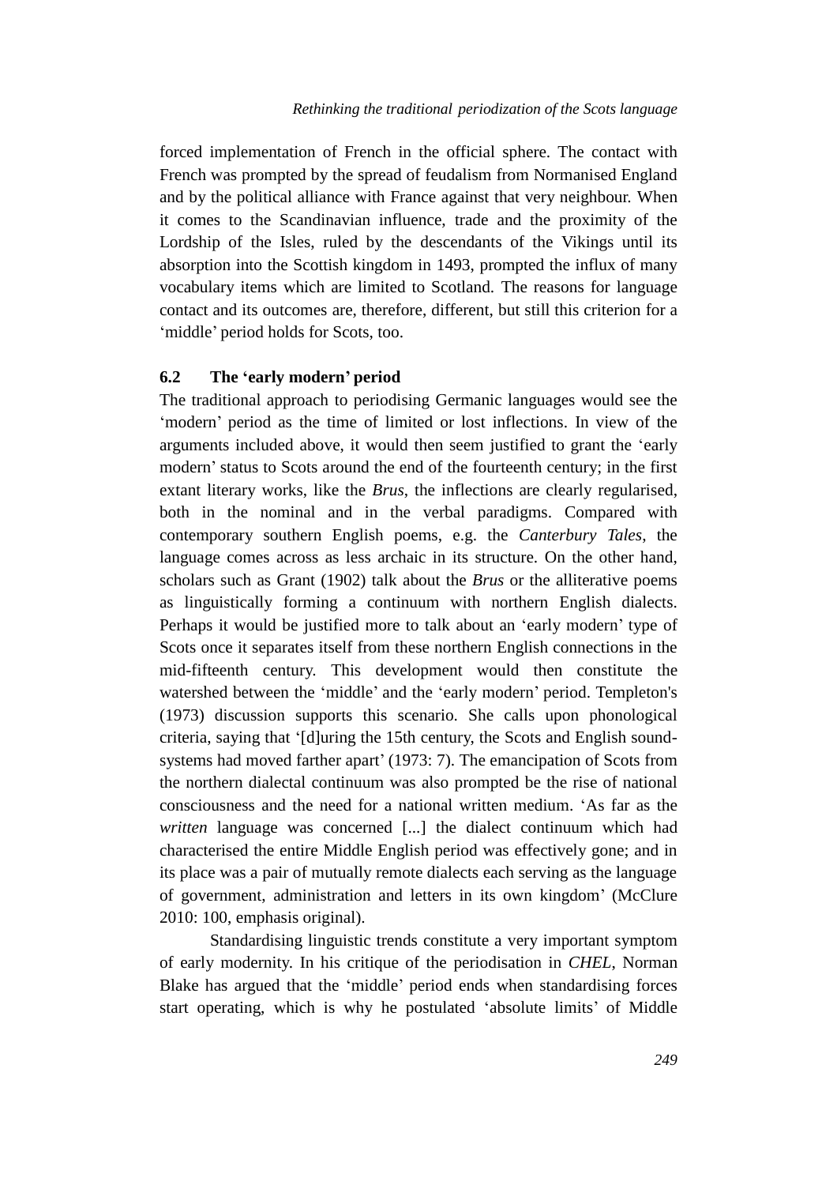forced implementation of French in the official sphere. The contact with French was prompted by the spread of feudalism from Normanised England and by the political alliance with France against that very neighbour. When it comes to the Scandinavian influence, trade and the proximity of the Lordship of the Isles, ruled by the descendants of the Vikings until its absorption into the Scottish kingdom in 1493, prompted the influx of many vocabulary items which are limited to Scotland. The reasons for language contact and its outcomes are, therefore, different, but still this criterion for a 'middle' period holds for Scots, too.

### 6.2 The 'early modern' period

The traditional approach to periodising Germanic languages would see the 'modern' period as the time of limited or lost inflections. In view of the arguments included above, it would then seem justified to grant the 'early modern' status to Scots around the end of the fourteenth century; in the first extant literary works, like the *Brus*, the inflections are clearly regularised, both in the nominal and in the verbal paradigms. Compared with contemporary southern English poems, e.g. the *Canterbury Tales*, the language comes across as less archaic in its structure. On the other hand, scholars such as Grant (1902) talk about the *Brus* or the alliterative poems as linguistically forming a continuum with northern English dialects. Perhaps it would be justified more to talk about an 'early modern' type of Scots once it separates itself from these northern English connections in the mid-fifteenth century. This development would then constitute the watershed between the 'middle' and the 'early modern' period. Templeton's (1973) discussion supports this scenario. She calls upon phonological criteria, saying that '[d]uring the 15th century, the Scots and English sound-systems had moved farther apart' (1973: 7). The emancipation of Scots from the northern dialectal continuum was also prompted be the rise of national consciousness and the need for a national written medium. 'As far as the *written* language was concerned [...] the dialect continuum which had characterised the entire Middle English period was effectively gone; and in its place was a pair of mutually remote dialects each serving as the language of government, administration and letters in its own kingdom' (McClure 2010: 100, emphasis original).

Standardising linguistic trends constitute a very important symptom of early modernity. In his critique of the periodisation in *CHEL*, Norman Blake has argued that the 'middle' period ends when standardising forces start operating, which is why he postulated 'absolute limits' of Middle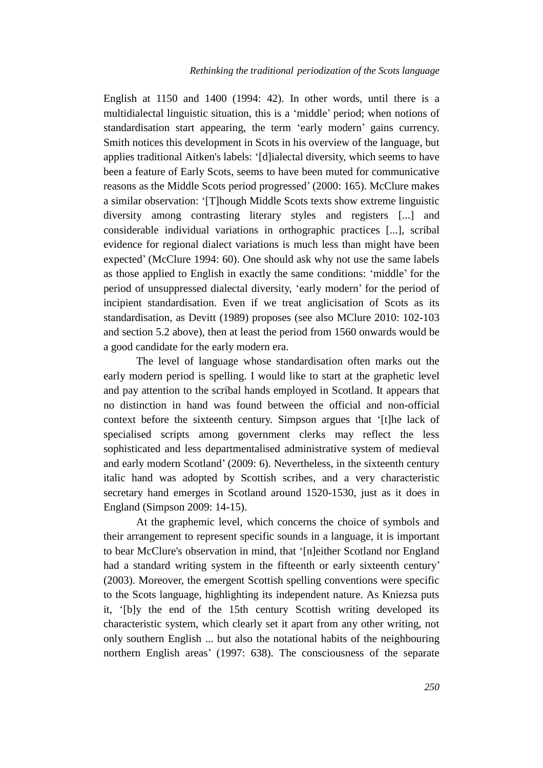English at 1150 and 1400 (1994: 42). In other words, until there is a multidialectal linguistic situation, this is a 'middle' period; when notions of standardisation start appearing, the term 'early modern' gains currency. Smith notices this development in Scots in his overview of the language, but applies traditional Aitken's labels: '[d]ialectal diversity, which seems to have been a feature of Early Scots, seems to have been muted for communicative reasons as the Middle Scots period progressed' (2000: 165). McClure makes a similar observation: '[T]hough Middle Scots texts show extreme linguistic diversity among contrasting literary styles and registers [...] and considerable individual variations in orthographic practices [...], scribal evidence for regional dialect variations is much less than might have been expected' (McClure 1994: 60). One should ask why not use the same labels as those applied to English in exactly the same conditions: 'middle' for the period of unsuppressed dialectal diversity, 'early modern' for the period of incipient standardisation. Even if we treat anglicisation of Scots as its standardisation, as Devitt (1989) proposes (see also MClure 2010: 102-103 and section 5.2 above), then at least the period from 1560 onwards would be a good candidate for the early modern era.

The level of language whose standardisation often marks out the early modern period is spelling. I would like to start at the graphetic level and pay attention to the scribal hands employed in Scotland. It appears that no distinction in hand was found between the official and non-official context before the sixteenth century. Simpson argues that '[t]he lack of specialised scripts among government clerks may reflect the less sophisticated and less departmentalised administrative system of medieval and early modern Scotland' (2009: 6). Nevertheless, in the sixteenth century italic hand was adopted by Scottish scribes, and a very characteristic secretary hand emerges in Scotland around 1520-1530, just as it does in England (Simpson 2009: 14-15).

At the graphemic level, which concerns the choice of symbols and their arrangement to represent specific sounds in a language, it is important to bear McClure's observation in mind, that '[n]either Scotland nor England had a standard writing system in the fifteenth or early sixteenth century' (2003). Moreover, the emergent Scottish spelling conventions were specific to the Scots language, highlighting its independent nature. As Kniezsa puts it, '[b]y the end of the 15th century Scottish writing developed its characteristic system, which clearly set it apart from any other writing, not only southern English ... but also the notational habits of the neighbouring northern English areas' (1997: 638). The consciousness of the separate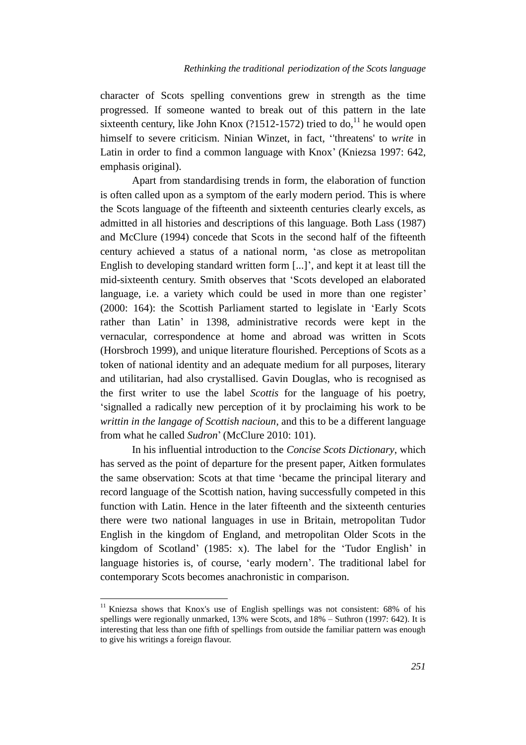character of Scots spelling conventions grew in strength as the time progressed. If someone wanted to break out of this pattern in the late sixteenth century, like John Knox (?1512-1572) tried to do,[11] he would open himself to severe criticism. Ninian Winzet, in fact, ''threatens' to *write* in Latin in order to find a common language with Knox' (Kniezsa 1997: 642, emphasis original).

Apart from standardising trends in form, the elaboration of function is often called upon as a symptom of the early modern period. This is where the Scots language of the fifteenth and sixteenth centuries clearly excels, as admitted in all histories and descriptions of this language. Both Lass (1987) and McClure (1994) concede that Scots in the second half of the fifteenth century achieved a status of a national norm, 'as close as metropolitan English to developing standard written form [...]', and kept it at least till the mid-sixteenth century. Smith observes that 'Scots developed an elaborated language, i.e. a variety which could be used in more than one register' (2000: 164): the Scottish Parliament started to legislate in 'Early Scots rather than Latin' in 1398, administrative records were kept in the vernacular, correspondence at home and abroad was written in Scots (Horsbroch 1999), and unique literature flourished. Perceptions of Scots as a token of national identity and an adequate medium for all purposes, literary and utilitarian, had also crystallised. Gavin Douglas, who is recognised as the first writer to use the label *Scottis* for the language of his poetry, 'signalled a radically new perception of it by proclaiming his work to be *writtin in the langage of Scottish nacioun*, and this to be a different language from what he called *Sudron*' (McClure 2010: 101).

In his influential introduction to the *Concise Scots Dictionary*, which has served as the point of departure for the present paper, Aitken formulates the same observation: Scots at that time 'became the principal literary and record language of the Scottish nation, having successfully competed in this function with Latin. Hence in the later fifteenth and the sixteenth centuries there were two national languages in use in Britain, metropolitan Tudor English in the kingdom of England, and metropolitan Older Scots in the kingdom of Scotland' (1985: x). The label for the 'Tudor English' in language histories is, of course, 'early modern'. The traditional label for contemporary Scots becomes anachronistic in comparison.

---

[11] Kniezsa shows that Knox's use of English spellings was not consistent: 68% of his spellings were regionally unmarked, 13% were Scots, and 18% – Suthron (1997: 642). It is interesting that less than one fifth of spellings from outside the familiar pattern was enough to give his writings a foreign flavour.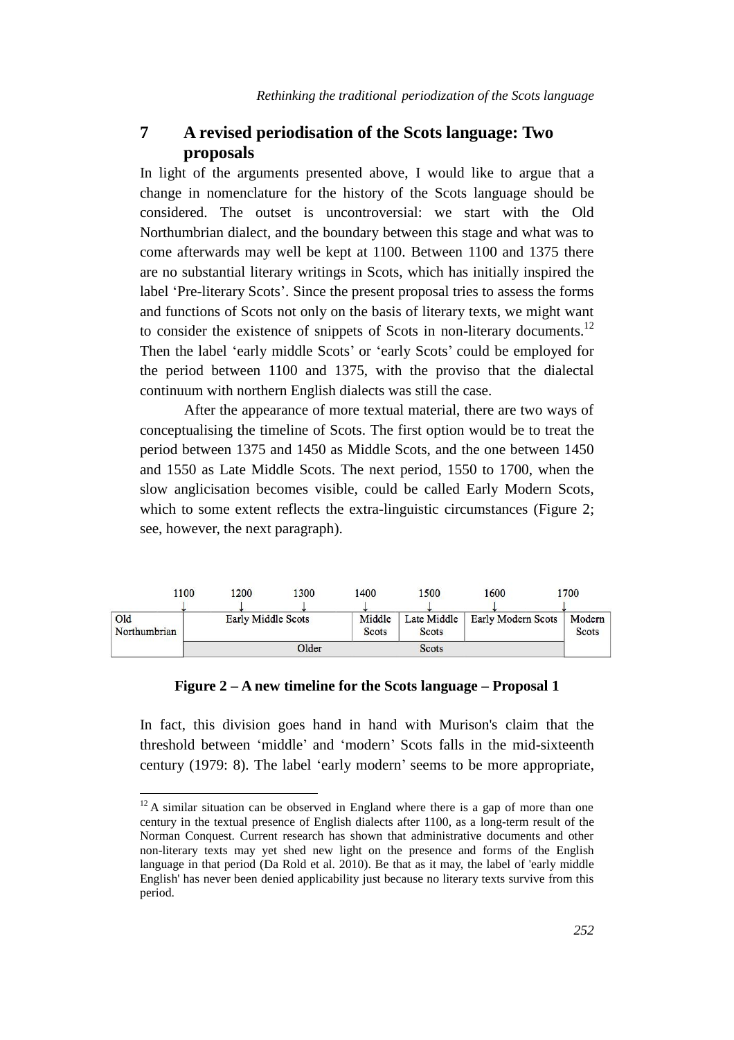## 7 A revised periodisation of the Scots language: Two proposals

In light of the arguments presented above, I would like to argue that a change in nomenclature for the history of the Scots language should be considered. The outset is uncontroversial: we start with the Old Northumbrian dialect, and the boundary between this stage and what was to come afterwards may well be kept at 1100. Between 1100 and 1375 there are no substantial literary writings in Scots, which has initially inspired the label 'Pre-literary Scots'. Since the present proposal tries to assess the forms and functions of Scots not only on the basis of literary texts, we might want to consider the existence of snippets of Scots in non-literary documents.[12] Then the label 'early middle Scots' or 'early Scots' could be employed for the period between 1100 and 1375, with the proviso that the dialectal continuum with northern English dialects was still the case.

After the appearance of more textual material, there are two ways of conceptualising the timeline of Scots. The first option would be to treat the period between 1375 and 1450 as Middle Scots, and the one between 1450 and 1550 as Late Middle Scots. The next period, 1550 to 1700, when the slow anglicisation becomes visible, could be called Early Modern Scots, which to some extent reflects the extra-linguistic circumstances (Figure 2; see, however, the next paragraph).

1100 ↓ 1200 ↓ 1300 ↓ 1400 ↓ 1500 ↓ 1600 ↓ 1700 ↓

| Old Northumbrian | Early Middle Scots | Middle Scots | Late Middle Scots | Early Modern Scots | Modern Scots |
|---|---|---|---|---|---|
| | Older Scots | | | | |

**Figure 2 – A new timeline for the Scots language – Proposal 1**

In fact, this division goes hand in hand with Murison's claim that the threshold between 'middle' and 'modern' Scots falls in the mid-sixteenth century (1979: 8). The label 'early modern' seems to be more appropriate,

[12] A similar situation can be observed in England where there is a gap of more than one century in the textual presence of English dialects after 1100, as a long-term result of the Norman Conquest. Current research has shown that administrative documents and other non-literary texts may yet shed new light on the presence and forms of the English language in that period (Da Rold et al. 2010). Be that as it may, the label of 'early middle English' has never been denied applicability just because no literary texts survive from this period.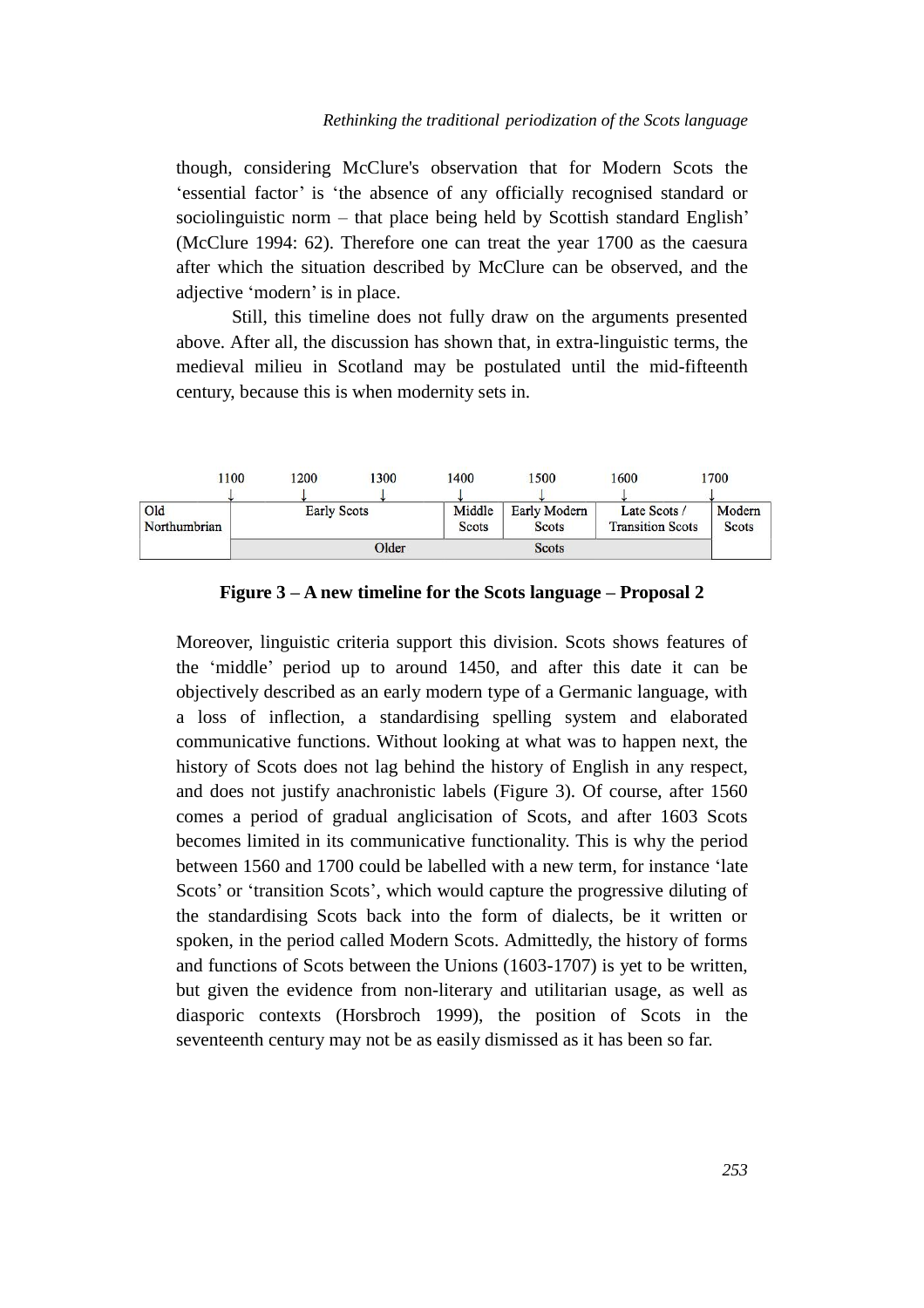though, considering McClure's observation that for Modern Scots the 'essential factor' is 'the absence of any officially recognised standard or sociolinguistic norm – that place being held by Scottish standard English' (McClure 1994: 62). Therefore one can treat the year 1700 as the caesura after which the situation described by McClure can be observed, and the adjective 'modern' is in place.

Still, this timeline does not fully draw on the arguments presented above. After all, the discussion has shown that, in extra-linguistic terms, the medieval milieu in Scotland may be postulated until the mid-fifteenth century, because this is when modernity sets in.

| | 1100 ↓ | 1200 ↓ | 1300 ↓ | 1400 ↓ | 1500 ↓ | 1600 ↓ | 1700 ↓ |
|---|---|---|---|---|---|---|---|
| Old Northumbrian | Early Scots | | | Middle Scots | Early Modern Scots | Late Scots / Transition Scots | Modern Scots |
| | Older Scots | | | | | | |

**Figure 3 – A new timeline for the Scots language – Proposal 2**

Moreover, linguistic criteria support this division. Scots shows features of the 'middle' period up to around 1450, and after this date it can be objectively described as an early modern type of a Germanic language, with a loss of inflection, a standardising spelling system and elaborated communicative functions. Without looking at what was to happen next, the history of Scots does not lag behind the history of English in any respect, and does not justify anachronistic labels (Figure 3). Of course, after 1560 comes a period of gradual anglicisation of Scots, and after 1603 Scots becomes limited in its communicative functionality. This is why the period between 1560 and 1700 could be labelled with a new term, for instance 'late Scots' or 'transition Scots', which would capture the progressive diluting of the standardising Scots back into the form of dialects, be it written or spoken, in the period called Modern Scots. Admittedly, the history of forms and functions of Scots between the Unions (1603-1707) is yet to be written, but given the evidence from non-literary and utilitarian usage, as well as diasporic contexts (Horsbroch 1999), the position of Scots in the seventeenth century may not be as easily dismissed as it has been so far.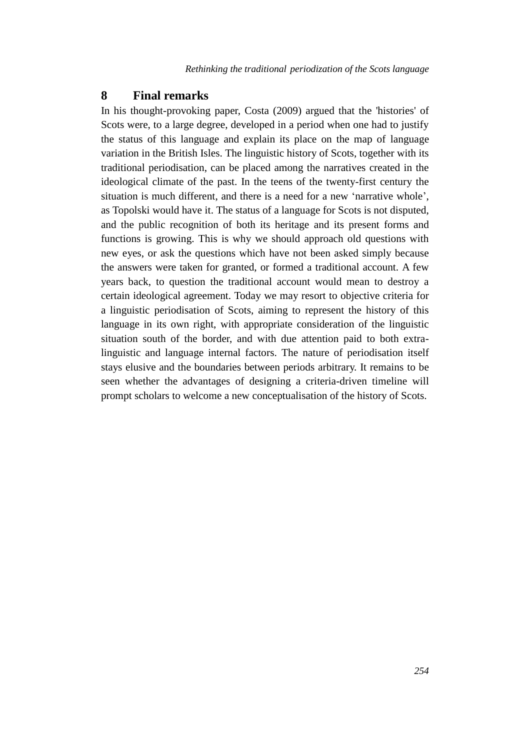## 8 Final remarks

In his thought-provoking paper, Costa (2009) argued that the 'histories' of Scots were, to a large degree, developed in a period when one had to justify the status of this language and explain its place on the map of language variation in the British Isles. The linguistic history of Scots, together with its traditional periodisation, can be placed among the narratives created in the ideological climate of the past. In the teens of the twenty-first century the situation is much different, and there is a need for a new 'narrative whole', as Topolski would have it. The status of a language for Scots is not disputed, and the public recognition of both its heritage and its present forms and functions is growing. This is why we should approach old questions with new eyes, or ask the questions which have not been asked simply because the answers were taken for granted, or formed a traditional account. A few years back, to question the traditional account would mean to destroy a certain ideological agreement. Today we may resort to objective criteria for a linguistic periodisation of Scots, aiming to represent the history of this language in its own right, with appropriate consideration of the linguistic situation south of the border, and with due attention paid to both extra-linguistic and language internal factors. The nature of periodisation itself stays elusive and the boundaries between periods arbitrary. It remains to be seen whether the advantages of designing a criteria-driven timeline will prompt scholars to welcome a new conceptualisation of the history of Scots.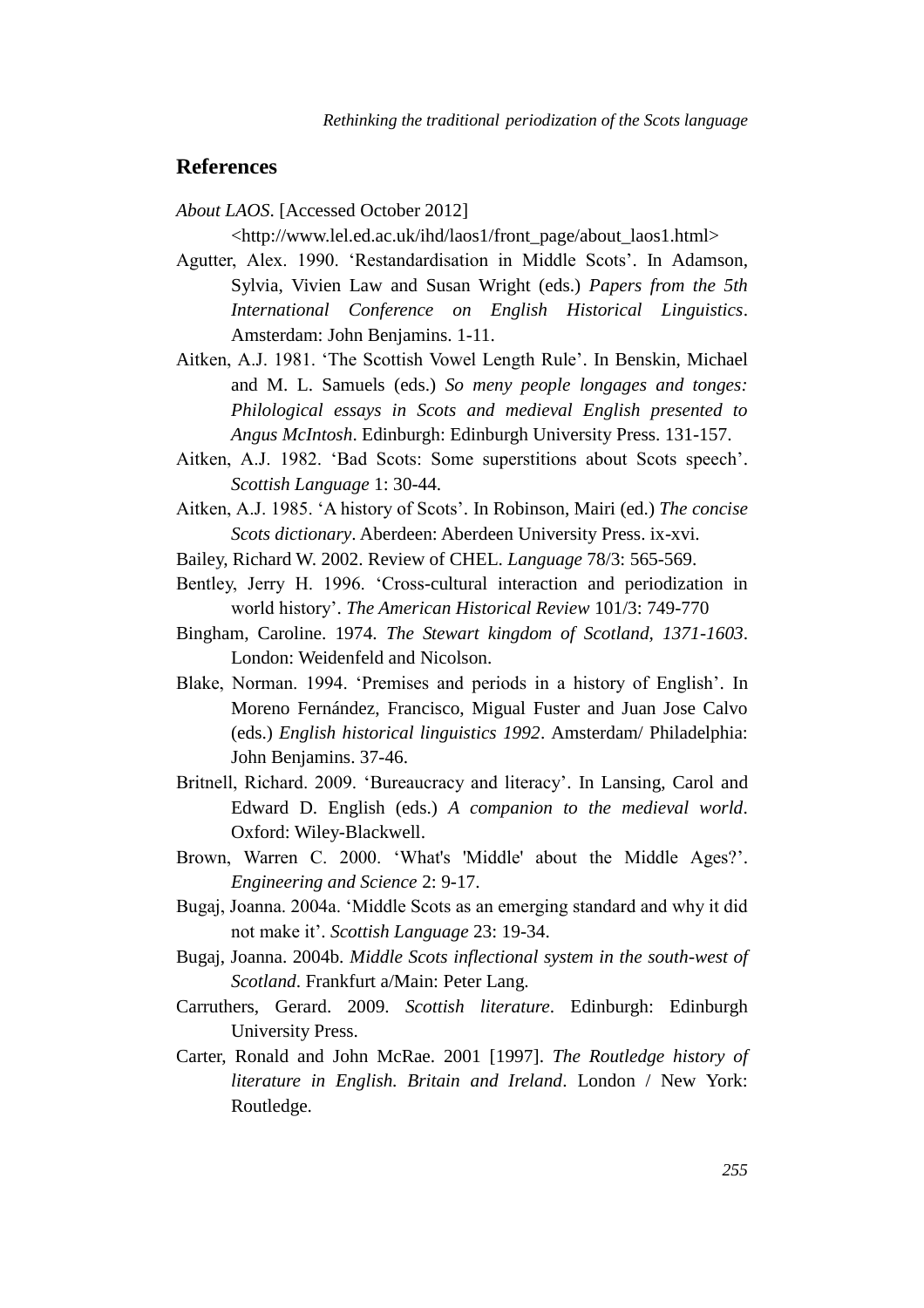## References

*About LAOS*. [Accessed October 2012]
<http://www.lel.ed.ac.uk/ihd/laos1/front_page/about_laos1.html>

Agutter, Alex. 1990. 'Restandardisation in Middle Scots'. In Adamson, Sylvia, Vivien Law and Susan Wright (eds.) *Papers from the 5th International Conference on English Historical Linguistics*. Amsterdam: John Benjamins. 1-11.

Aitken, A.J. 1981. 'The Scottish Vowel Length Rule'. In Benskin, Michael and M. L. Samuels (eds.) *So meny people longages and tonges: Philological essays in Scots and medieval English presented to Angus McIntosh*. Edinburgh: Edinburgh University Press. 131-157.

Aitken, A.J. 1982. 'Bad Scots: Some superstitions about Scots speech'. *Scottish Language* 1: 30-44.

Aitken, A.J. 1985. 'A history of Scots'. In Robinson, Mairi (ed.) *The concise Scots dictionary*. Aberdeen: Aberdeen University Press. ix-xvi.

Bailey, Richard W. 2002. Review of CHEL. *Language* 78/3: 565-569.

Bentley, Jerry H. 1996. 'Cross-cultural interaction and periodization in world history'. *The American Historical Review* 101/3: 749-770

Bingham, Caroline. 1974. *The Stewart kingdom of Scotland, 1371-1603*. London: Weidenfeld and Nicolson.

Blake, Norman. 1994. 'Premises and periods in a history of English'. In Moreno Fernández, Francisco, Migual Fuster and Juan Jose Calvo (eds.) *English historical linguistics 1992*. Amsterdam/ Philadelphia: John Benjamins. 37-46.

Britnell, Richard. 2009. 'Bureaucracy and literacy'. In Lansing, Carol and Edward D. English (eds.) *A companion to the medieval world*. Oxford: Wiley-Blackwell.

Brown, Warren C. 2000. 'What's 'Middle' about the Middle Ages?'. *Engineering and Science* 2: 9-17.

Bugaj, Joanna. 2004a. 'Middle Scots as an emerging standard and why it did not make it'. *Scottish Language* 23: 19-34.

Bugaj, Joanna. 2004b. *Middle Scots inflectional system in the south-west of Scotland*. Frankfurt a/Main: Peter Lang.

Carruthers, Gerard. 2009. *Scottish literature*. Edinburgh: Edinburgh University Press.

Carter, Ronald and John McRae. 2001 [1997]. *The Routledge history of literature in English. Britain and Ireland*. London / New York: Routledge.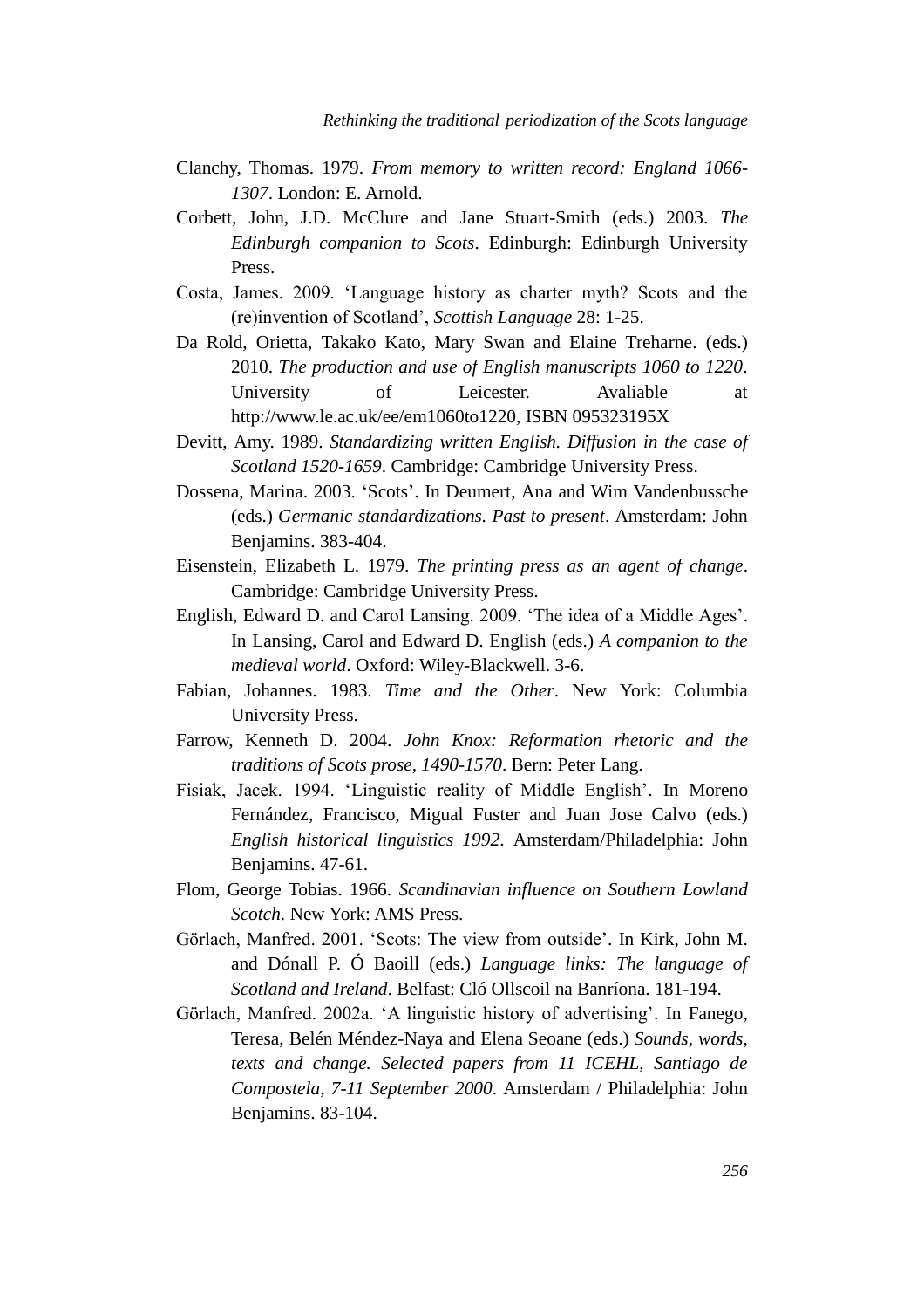Clanchy, Thomas. 1979. *From memory to written record: England 1066-1307*. London: E. Arnold.

Corbett, John, J.D. McClure and Jane Stuart-Smith (eds.) 2003. *The Edinburgh companion to Scots*. Edinburgh: Edinburgh University Press.

Costa, James. 2009. 'Language history as charter myth? Scots and the (re)invention of Scotland', *Scottish Language* 28: 1-25.

Da Rold, Orietta, Takako Kato, Mary Swan and Elaine Treharne. (eds.) 2010. *The production and use of English manuscripts 1060 to 1220*. University of Leicester. Avaliable at http://www.le.ac.uk/ee/em1060to1220, ISBN 095323195X

Devitt, Amy. 1989. *Standardizing written English. Diffusion in the case of Scotland 1520-1659*. Cambridge: Cambridge University Press.

Dossena, Marina. 2003. 'Scots'. In Deumert, Ana and Wim Vandenbussche (eds.) *Germanic standardizations. Past to present*. Amsterdam: John Benjamins. 383-404.

Eisenstein, Elizabeth L. 1979. *The printing press as an agent of change*. Cambridge: Cambridge University Press.

English, Edward D. and Carol Lansing. 2009. 'The idea of a Middle Ages'. In Lansing, Carol and Edward D. English (eds.) *A companion to the medieval world*. Oxford: Wiley-Blackwell. 3-6.

Fabian, Johannes. 1983. *Time and the Other*. New York: Columbia University Press.

Farrow, Kenneth D. 2004. *John Knox: Reformation rhetoric and the traditions of Scots prose, 1490-1570*. Bern: Peter Lang.

Fisiak, Jacek. 1994. 'Linguistic reality of Middle English'. In Moreno Fernández, Francisco, Migual Fuster and Juan Jose Calvo (eds.) *English historical linguistics 1992*. Amsterdam/Philadelphia: John Benjamins. 47-61.

Flom, George Tobias. 1966. *Scandinavian influence on Southern Lowland Scotch*. New York: AMS Press.

Görlach, Manfred. 2001. 'Scots: The view from outside'. In Kirk, John M. and Dónall P. Ó Baoill (eds.) *Language links: The language of Scotland and Ireland*. Belfast: Cló Ollscoil na Banríona. 181-194.

Görlach, Manfred. 2002a. 'A linguistic history of advertising'. In Fanego, Teresa, Belén Méndez-Naya and Elena Seoane (eds.) *Sounds, words, texts and change. Selected papers from 11 ICEHL, Santiago de Compostela, 7-11 September 2000*. Amsterdam / Philadelphia: John Benjamins. 83-104.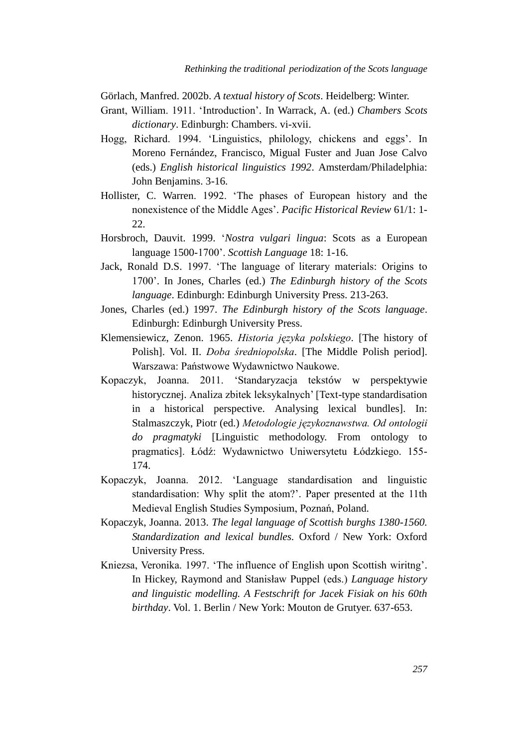Görlach, Manfred. 2002b. *A textual history of Scots*. Heidelberg: Winter.

Grant, William. 1911. 'Introduction'. In Warrack, A. (ed.) *Chambers Scots dictionary*. Edinburgh: Chambers. vi-xvii.

Hogg, Richard. 1994. 'Linguistics, philology, chickens and eggs'. In Moreno Fernández, Francisco, Migual Fuster and Juan Jose Calvo (eds.) *English historical linguistics 1992*. Amsterdam/Philadelphia: John Benjamins. 3-16.

Hollister, C. Warren. 1992. 'The phases of European history and the nonexistence of the Middle Ages'. *Pacific Historical Review* 61/1: 1-22.

Horsbroch, Dauvit. 1999. '*Nostra vulgari lingua*: Scots as a European language 1500-1700'. *Scottish Language* 18: 1-16.

Jack, Ronald D.S. 1997. 'The language of literary materials: Origins to 1700'. In Jones, Charles (ed.) *The Edinburgh history of the Scots language*. Edinburgh: Edinburgh University Press. 213-263.

Jones, Charles (ed.) 1997. *The Edinburgh history of the Scots language*. Edinburgh: Edinburgh University Press.

Klemensiewicz, Zenon. 1965. *Historia języka polskiego*. [The history of Polish]. Vol. II. *Doba średniopolska*. [The Middle Polish period]. Warszawa: Państwowe Wydawnictwo Naukowe.

Kopaczyk, Joanna. 2011. 'Standaryzacja tekstów w perspektywie historycznej. Analiza zbitek leksykalnych' [Text-type standardisation in a historical perspective. Analysing lexical bundles]. In: Stalmaszczyk, Piotr (ed.) *Metodologie językoznawstwa. Od ontologii do pragmatyki* [Linguistic methodology. From ontology to pragmatics]. Łódź: Wydawnictwo Uniwersytetu Łódzkiego. 155-174.

Kopaczyk, Joanna. 2012. 'Language standardisation and linguistic standardisation: Why split the atom?'. Paper presented at the 11th Medieval English Studies Symposium, Poznań, Poland.

Kopaczyk, Joanna. 2013. *The legal language of Scottish burghs 1380-1560. Standardization and lexical bundles.* Oxford / New York: Oxford University Press.

Kniezsa, Veronika. 1997. 'The influence of English upon Scottish wiritng'. In Hickey, Raymond and Stanisław Puppel (eds.) *Language history and linguistic modelling. A Festschrift for Jacek Fisiak on his 60th birthday*. Vol. 1. Berlin / New York: Mouton de Grutyer. 637-653.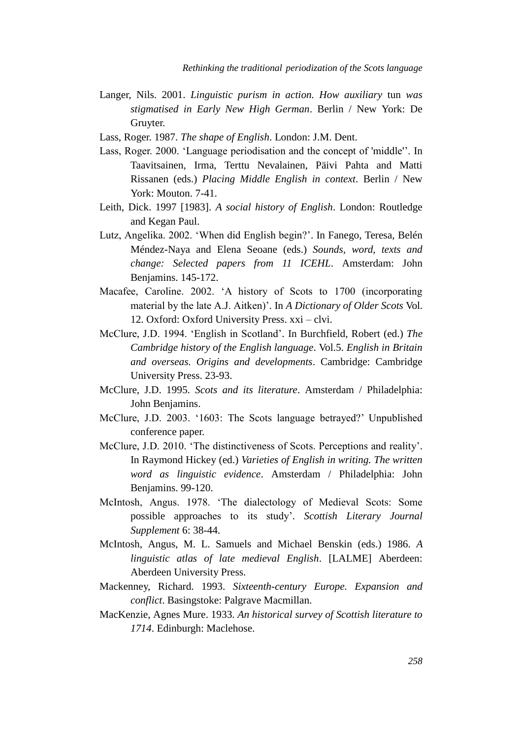Langer, Nils. 2001. *Linguistic purism in action. How auxiliary* tun *was stigmatised in Early New High German*. Berlin / New York: De Gruyter.

Lass, Roger. 1987. *The shape of English*. London: J.M. Dent.

Lass, Roger. 2000. 'Language periodisation and the concept of 'middle''. In Taavitsainen, Irma, Terttu Nevalainen, Päivi Pahta and Matti Rissanen (eds.) *Placing Middle English in context*. Berlin / New York: Mouton. 7-41.

Leith, Dick. 1997 [1983]. *A social history of English*. London: Routledge and Kegan Paul.

Lutz, Angelika. 2002. 'When did English begin?'. In Fanego, Teresa, Belén Méndez-Naya and Elena Seoane (eds.) *Sounds, word, texts and change: Selected papers from 11 ICEHL*. Amsterdam: John Benjamins. 145-172.

Macafee, Caroline. 2002. 'A history of Scots to 1700 (incorporating material by the late A.J. Aitken)'. In *A Dictionary of Older Scots* Vol. 12. Oxford: Oxford University Press. xxi – clvi.

McClure, J.D. 1994. 'English in Scotland'. In Burchfield, Robert (ed.) *The Cambridge history of the English language*. Vol.5. *English in Britain and overseas. Origins and developments*. Cambridge: Cambridge University Press. 23-93.

McClure, J.D. 1995. *Scots and its literature*. Amsterdam / Philadelphia: John Benjamins.

McClure, J.D. 2003. '1603: The Scots language betrayed?' Unpublished conference paper.

McClure, J.D. 2010. 'The distinctiveness of Scots. Perceptions and reality'. In Raymond Hickey (ed.) *Varieties of English in writing. The written word as linguistic evidence*. Amsterdam / Philadelphia: John Benjamins. 99-120.

McIntosh, Angus. 1978. 'The dialectology of Medieval Scots: Some possible approaches to its study'. *Scottish Literary Journal Supplement* 6: 38-44.

McIntosh, Angus, M. L. Samuels and Michael Benskin (eds.) 1986. *A linguistic atlas of late medieval English*. [LALME] Aberdeen: Aberdeen University Press.

Mackenney, Richard. 1993. *Sixteenth-century Europe. Expansion and conflict*. Basingstoke: Palgrave Macmillan.

MacKenzie, Agnes Mure. 1933. *An historical survey of Scottish literature to 1714*. Edinburgh: Maclehose.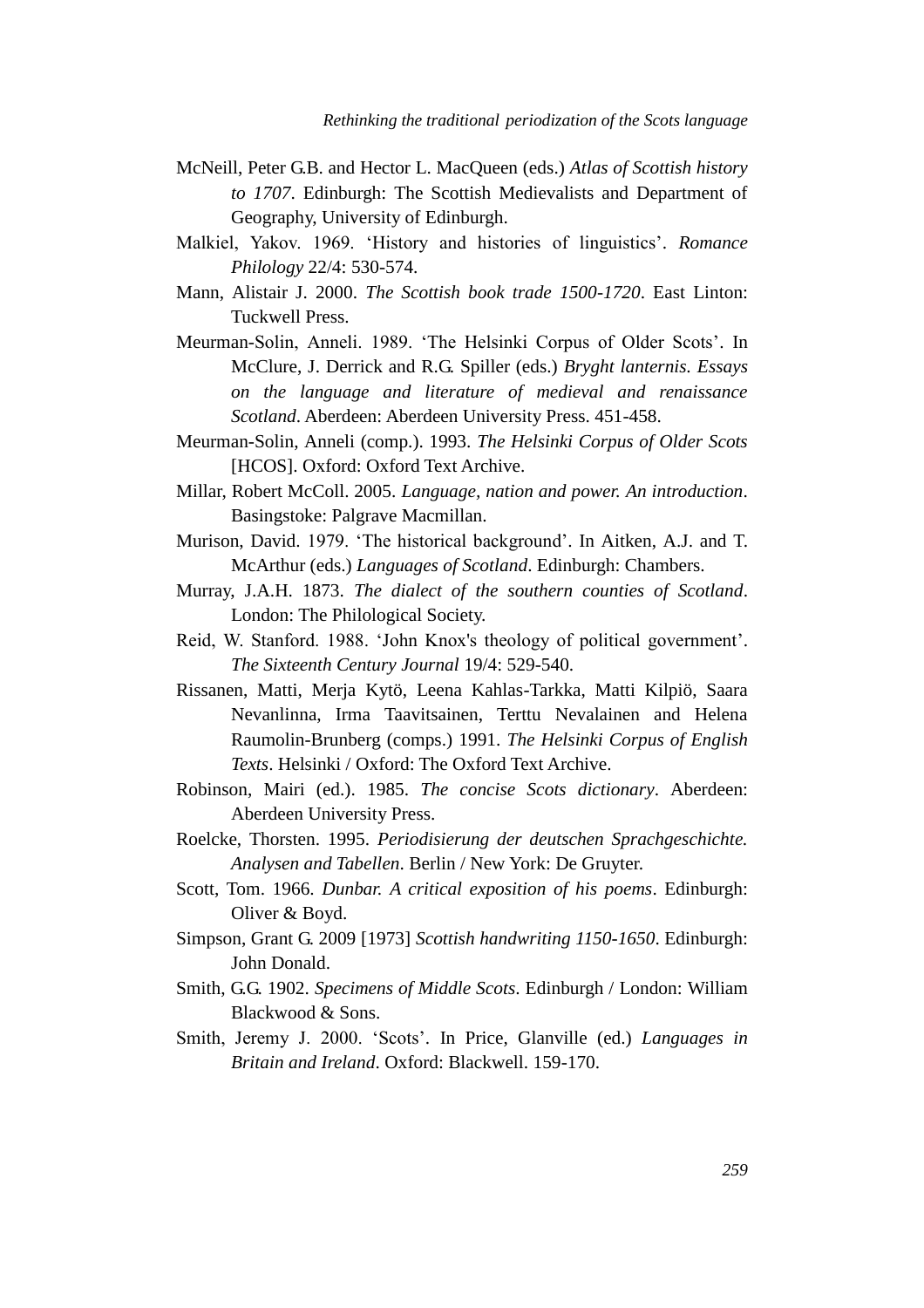McNeill, Peter G.B. and Hector L. MacQueen (eds.) *Atlas of Scottish history to 1707*. Edinburgh: The Scottish Medievalists and Department of Geography, University of Edinburgh.

Malkiel, Yakov. 1969. 'History and histories of linguistics'. *Romance Philology* 22/4: 530-574.

Mann, Alistair J. 2000. *The Scottish book trade 1500-1720*. East Linton: Tuckwell Press.

Meurman-Solin, Anneli. 1989. 'The Helsinki Corpus of Older Scots'. In McClure, J. Derrick and R.G. Spiller (eds.) *Bryght lanternis. Essays on the language and literature of medieval and renaissance Scotland*. Aberdeen: Aberdeen University Press. 451-458.

Meurman-Solin, Anneli (comp.). 1993. *The Helsinki Corpus of Older Scots* [HCOS]. Oxford: Oxford Text Archive.

Millar, Robert McColl. 2005. *Language, nation and power. An introduction*. Basingstoke: Palgrave Macmillan.

Murison, David. 1979. 'The historical background'. In Aitken, A.J. and T. McArthur (eds.) *Languages of Scotland*. Edinburgh: Chambers.

Murray, J.A.H. 1873. *The dialect of the southern counties of Scotland*. London: The Philological Society.

Reid, W. Stanford. 1988. 'John Knox's theology of political government'. *The Sixteenth Century Journal* 19/4: 529-540.

Rissanen, Matti, Merja Kytö, Leena Kahlas-Tarkka, Matti Kilpiö, Saara Nevanlinna, Irma Taavitsainen, Terttu Nevalainen and Helena Raumolin-Brunberg (comps.) 1991. *The Helsinki Corpus of English Texts*. Helsinki / Oxford: The Oxford Text Archive.

Robinson, Mairi (ed.). 1985. *The concise Scots dictionary*. Aberdeen: Aberdeen University Press.

Roelcke, Thorsten. 1995. *Periodisierung der deutschen Sprachgeschichte. Analysen and Tabellen*. Berlin / New York: De Gruyter.

Scott, Tom. 1966. *Dunbar. A critical exposition of his poems*. Edinburgh: Oliver & Boyd.

Simpson, Grant G. 2009 [1973] *Scottish handwriting 1150-1650*. Edinburgh: John Donald.

Smith, G.G. 1902. *Specimens of Middle Scots*. Edinburgh / London: William Blackwood & Sons.

Smith, Jeremy J. 2000. 'Scots'. In Price, Glanville (ed.) *Languages in Britain and Ireland*. Oxford: Blackwell. 159-170.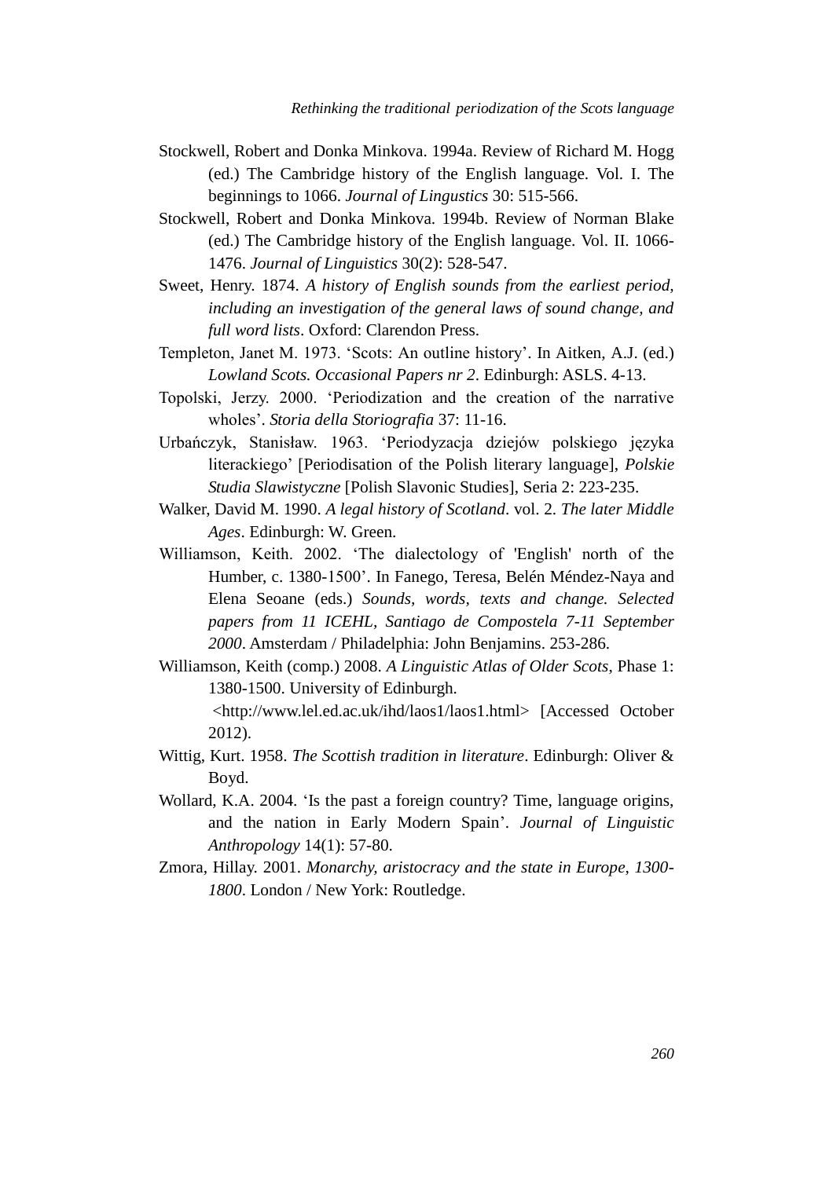Stockwell, Robert and Donka Minkova. 1994a. Review of Richard M. Hogg (ed.) The Cambridge history of the English language. Vol. I. The beginnings to 1066. *Journal of Lingustics* 30: 515-566.

Stockwell, Robert and Donka Minkova. 1994b. Review of Norman Blake (ed.) The Cambridge history of the English language. Vol. II. 1066-1476. *Journal of Linguistics* 30(2): 528-547.

Sweet, Henry. 1874. *A history of English sounds from the earliest period, including an investigation of the general laws of sound change, and full word lists*. Oxford: Clarendon Press.

Templeton, Janet M. 1973. 'Scots: An outline history'. In Aitken, A.J. (ed.) *Lowland Scots. Occasional Papers nr 2*. Edinburgh: ASLS. 4-13.

Topolski, Jerzy. 2000. 'Periodization and the creation of the narrative wholes'. *Storia della Storiografia* 37: 11-16.

Urbańczyk, Stanisław. 1963. 'Periodyzacja dziejów polskiego języka literackiego' [Periodisation of the Polish literary language], *Polskie Studia Slawistyczne* [Polish Slavonic Studies], Seria 2: 223-235.

Walker, David M. 1990. *A legal history of Scotland*. vol. 2. *The later Middle Ages*. Edinburgh: W. Green.

Williamson, Keith. 2002. 'The dialectology of 'English' north of the Humber, c. 1380-1500'. In Fanego, Teresa, Belén Méndez-Naya and Elena Seoane (eds.) *Sounds, words, texts and change. Selected papers from 11 ICEHL, Santiago de Compostela 7-11 September 2000*. Amsterdam / Philadelphia: John Benjamins. 253-286.

Williamson, Keith (comp.) 2008. *A Linguistic Atlas of Older Scots*, Phase 1: 1380-1500. University of Edinburgh. <http://www.lel.ed.ac.uk/ihd/laos1/laos1.html> [Accessed October 2012).

Wittig, Kurt. 1958. *The Scottish tradition in literature*. Edinburgh: Oliver & Boyd.

Wollard, K.A. 2004. 'Is the past a foreign country? Time, language origins, and the nation in Early Modern Spain'. *Journal of Linguistic Anthropology* 14(1): 57-80.

Zmora, Hillay. 2001. *Monarchy, aristocracy and the state in Europe, 1300-1800*. London / New York: Routledge.